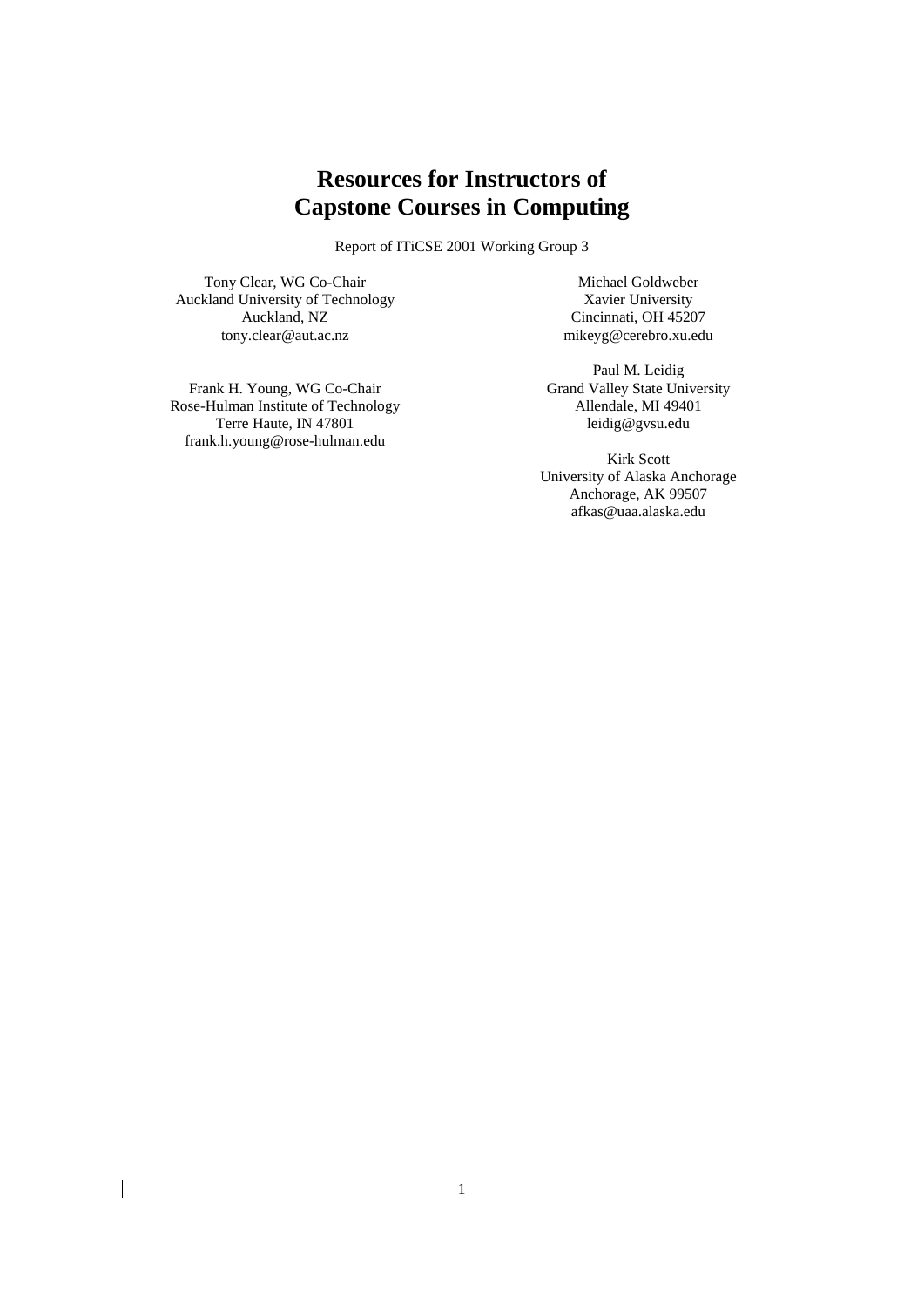# Resources for Instructors of Capstone Courses in Computing

Report of ITiCSE 2001 Working Group 3

Tony Clear, WG Co-Chair
Auckland University of Technology
Auckland, NZ
tony.clear@aut.ac.nz

Frank H. Young, WG Co-Chair
Rose-Hulman Institute of Technology
Terre Haute, IN 47801
frank.h.young@rose-hulman.edu

Michael Goldweber
Xavier University
Cincinnati, OH 45207
mikeyg@cerebro.xu.edu

Paul M. Leidig
Grand Valley State University
Allendale, MI 49401
leidig@gvsu.edu

Kirk Scott
University of Alaska Anchorage
Anchorage, AK 99507
afkas@uaa.alaska.edu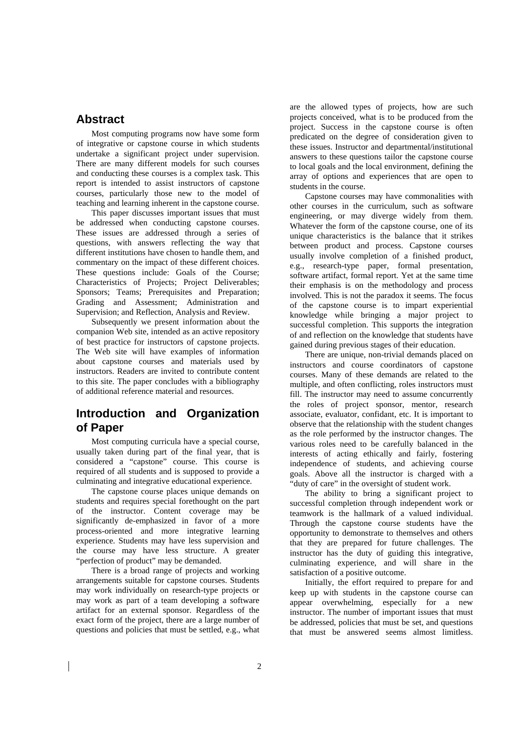## Abstract

Most computing programs now have some form of integrative or capstone course in which students undertake a significant project under supervision. There are many different models for such courses and conducting these courses is a complex task. This report is intended to assist instructors of capstone courses, particularly those new to the model of teaching and learning inherent in the capstone course.

This paper discusses important issues that must be addressed when conducting capstone courses. These issues are addressed through a series of questions, with answers reflecting the way that different institutions have chosen to handle them, and commentary on the impact of these different choices. These questions include: Goals of the Course; Characteristics of Projects; Project Deliverables; Sponsors; Teams; Prerequisites and Preparation; Grading and Assessment; Administration and Supervision; and Reflection, Analysis and Review.

Subsequently we present information about the companion Web site, intended as an active repository of best practice for instructors of capstone projects. The Web site will have examples of information about capstone courses and materials used by instructors. Readers are invited to contribute content to this site. The paper concludes with a bibliography of additional reference material and resources.

## Introduction and Organization of Paper

Most computing curricula have a special course, usually taken during part of the final year, that is considered a "capstone" course. This course is required of all students and is supposed to provide a culminating and integrative educational experience.

The capstone course places unique demands on students and requires special forethought on the part of the instructor. Content coverage may be significantly de-emphasized in favor of a more process-oriented and more integrative learning experience. Students may have less supervision and the course may have less structure. A greater "perfection of product" may be demanded.

There is a broad range of projects and working arrangements suitable for capstone courses. Students may work individually on research-type projects or may work as part of a team developing a software artifact for an external sponsor. Regardless of the exact form of the project, there are a large number of questions and policies that must be settled, e.g., what are the allowed types of projects, how are such projects conceived, what is to be produced from the project. Success in the capstone course is often predicated on the degree of consideration given to these issues. Instructor and departmental/institutional answers to these questions tailor the capstone course to local goals and the local environment, defining the array of options and experiences that are open to students in the course.

Capstone courses may have commonalities with other courses in the curriculum, such as software engineering, or may diverge widely from them. Whatever the form of the capstone course, one of its unique characteristics is the balance that it strikes between product and process. Capstone courses usually involve completion of a finished product, e.g., research-type paper, formal presentation, software artifact, formal report. Yet at the same time their emphasis is on the methodology and process involved. This is not the paradox it seems. The focus of the capstone course is to impart experiential knowledge while bringing a major project to successful completion. This supports the integration of and reflection on the knowledge that students have gained during previous stages of their education.

There are unique, non-trivial demands placed on instructors and course coordinators of capstone courses. Many of these demands are related to the multiple, and often conflicting, roles instructors must fill. The instructor may need to assume concurrently the roles of project sponsor, mentor, research associate, evaluator, confidant, etc. It is important to observe that the relationship with the student changes as the role performed by the instructor changes. The various roles need to be carefully balanced in the interests of acting ethically and fairly, fostering independence of students, and achieving course goals. Above all the instructor is charged with a "duty of care" in the oversight of student work.

The ability to bring a significant project to successful completion through independent work or teamwork is the hallmark of a valued individual. Through the capstone course students have the opportunity to demonstrate to themselves and others that they are prepared for future challenges. The instructor has the duty of guiding this integrative, culminating experience, and will share in the satisfaction of a positive outcome.

Initially, the effort required to prepare for and keep up with students in the capstone course can appear overwhelming, especially for a new instructor. The number of important issues that must be addressed, policies that must be set, and questions that must be answered seems almost limitless.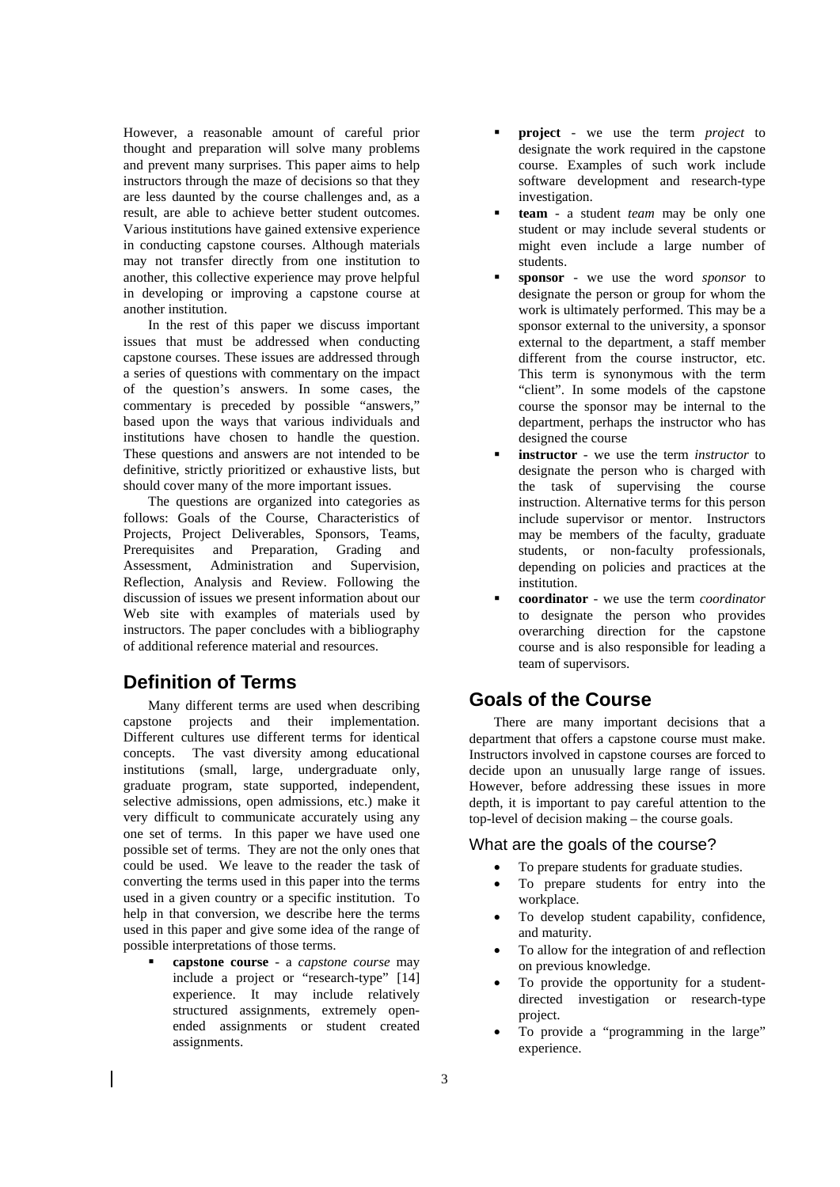However, a reasonable amount of careful prior thought and preparation will solve many problems and prevent many surprises. This paper aims to help instructors through the maze of decisions so that they are less daunted by the course challenges and, as a result, are able to achieve better student outcomes. Various institutions have gained extensive experience in conducting capstone courses. Although materials may not transfer directly from one institution to another, this collective experience may prove helpful in developing or improving a capstone course at another institution.

In the rest of this paper we discuss important issues that must be addressed when conducting capstone courses. These issues are addressed through a series of questions with commentary on the impact of the question's answers. In some cases, the commentary is preceded by possible "answers," based upon the ways that various individuals and institutions have chosen to handle the question. These questions and answers are not intended to be definitive, strictly prioritized or exhaustive lists, but should cover many of the more important issues.

The questions are organized into categories as follows: Goals of the Course, Characteristics of Projects, Project Deliverables, Sponsors, Teams, Prerequisites and Preparation, Grading and Assessment, Administration and Supervision, Reflection, Analysis and Review. Following the discussion of issues we present information about our Web site with examples of materials used by instructors. The paper concludes with a bibliography of additional reference material and resources.

## Definition of Terms

Many different terms are used when describing capstone projects and their implementation. Different cultures use different terms for identical concepts. The vast diversity among educational institutions (small, large, undergraduate only, graduate program, state supported, independent, selective admissions, open admissions, etc.) make it very difficult to communicate accurately using any one set of terms. In this paper we have used one possible set of terms. They are not the only ones that could be used. We leave to the reader the task of converting the terms used in this paper into the terms used in a given country or a specific institution. To help in that conversion, we describe here the terms used in this paper and give some idea of the range of possible interpretations of those terms.

- **capstone course** - a *capstone course* may include a project or "research-type" [14] experience. It may include relatively structured assignments, extremely open-ended assignments or student created assignments.
- **project** - we use the term *project* to designate the work required in the capstone course. Examples of such work include software development and research-type investigation.
- **team** - a student *team* may be only one student or may include several students or might even include a large number of students.
- **sponsor** - we use the word *sponsor* to designate the person or group for whom the work is ultimately performed. This may be a sponsor external to the university, a sponsor external to the department, a staff member different from the course instructor, etc. This term is synonymous with the term "client". In some models of the capstone course the sponsor may be internal to the department, perhaps the instructor who has designed the course
- **instructor** - we use the term *instructor* to designate the person who is charged with the task of supervising the course instruction. Alternative terms for this person include supervisor or mentor. Instructors may be members of the faculty, graduate students, or non-faculty professionals, depending on policies and practices at the institution.
- **coordinator** - we use the term *coordinator* to designate the person who provides overarching direction for the capstone course and is also responsible for leading a team of supervisors.

## Goals of the Course

There are many important decisions that a department that offers a capstone course must make. Instructors involved in capstone courses are forced to decide upon an unusually large range of issues. However, before addressing these issues in more depth, it is important to pay careful attention to the top-level of decision making – the course goals.

### What are the goals of the course?

- To prepare students for graduate studies.
- To prepare students for entry into the workplace.
- To develop student capability, confidence, and maturity.
- To allow for the integration of and reflection on previous knowledge.
- To provide the opportunity for a student-directed investigation or research-type project.
- To provide a "programming in the large" experience.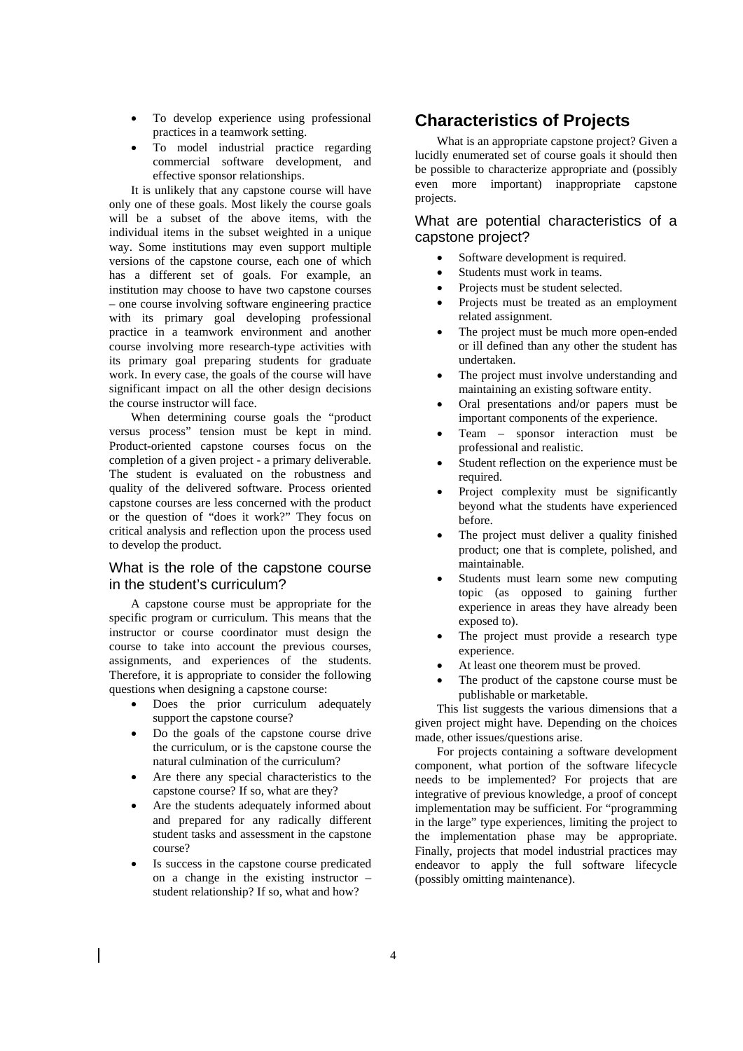- To develop experience using professional practices in a teamwork setting.
- To model industrial practice regarding commercial software development, and effective sponsor relationships.

It is unlikely that any capstone course will have only one of these goals. Most likely the course goals will be a subset of the above items, with the individual items in the subset weighted in a unique way. Some institutions may even support multiple versions of the capstone course, each one of which has a different set of goals. For example, an institution may choose to have two capstone courses – one course involving software engineering practice with its primary goal developing professional practice in a teamwork environment and another course involving more research-type activities with its primary goal preparing students for graduate work. In every case, the goals of the course will have significant impact on all the other design decisions the course instructor will face.

When determining course goals the "product versus process" tension must be kept in mind. Product-oriented capstone courses focus on the completion of a given project - a primary deliverable. The student is evaluated on the robustness and quality of the delivered software. Process oriented capstone courses are less concerned with the product or the question of "does it work?" They focus on critical analysis and reflection upon the process used to develop the product.

### What is the role of the capstone course in the student's curriculum?

A capstone course must be appropriate for the specific program or curriculum. This means that the instructor or course coordinator must design the course to take into account the previous courses, assignments, and experiences of the students. Therefore, it is appropriate to consider the following questions when designing a capstone course:

- Does the prior curriculum adequately support the capstone course?
- Do the goals of the capstone course drive the curriculum, or is the capstone course the natural culmination of the curriculum?
- Are there any special characteristics to the capstone course? If so, what are they?
- Are the students adequately informed about and prepared for any radically different student tasks and assessment in the capstone course?
- Is success in the capstone course predicated on a change in the existing instructor – student relationship? If so, what and how?

## Characteristics of Projects

What is an appropriate capstone project? Given a lucidly enumerated set of course goals it should then be possible to characterize appropriate and (possibly even more important) inappropriate capstone projects.

### What are potential characteristics of a capstone project?

- Software development is required.
- Students must work in teams.
- Projects must be student selected.
- Projects must be treated as an employment related assignment.
- The project must be much more open-ended or ill defined than any other the student has undertaken.
- The project must involve understanding and maintaining an existing software entity.
- Oral presentations and/or papers must be important components of the experience.
- Team – sponsor interaction must be professional and realistic.
- Student reflection on the experience must be required.
- Project complexity must be significantly beyond what the students have experienced before.
- The project must deliver a quality finished product; one that is complete, polished, and maintainable.
- Students must learn some new computing topic (as opposed to gaining further experience in areas they have already been exposed to).
- The project must provide a research type experience.
- At least one theorem must be proved.
- The product of the capstone course must be publishable or marketable.

This list suggests the various dimensions that a given project might have. Depending on the choices made, other issues/questions arise.

For projects containing a software development component, what portion of the software lifecycle needs to be implemented? For projects that are integrative of previous knowledge, a proof of concept implementation may be sufficient. For "programming in the large" type experiences, limiting the project to the implementation phase may be appropriate. Finally, projects that model industrial practices may endeavor to apply the full software lifecycle (possibly omitting maintenance).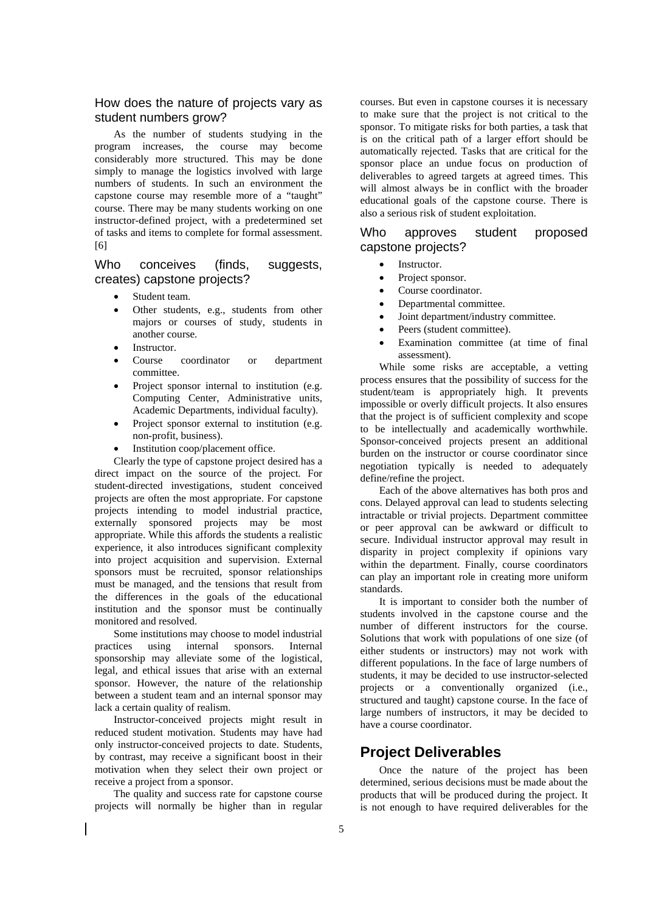### How does the nature of projects vary as student numbers grow?

As the number of students studying in the program increases, the course may become considerably more structured. This may be done simply to manage the logistics involved with large numbers of students. In such an environment the capstone course may resemble more of a "taught" course. There may be many students working on one instructor-defined project, with a predetermined set of tasks and items to complete for formal assessment. [6]

### Who conceives (finds, suggests, creates) capstone projects?

- Student team.
- Other students, e.g., students from other majors or courses of study, students in another course.
- Instructor.
- Course coordinator or department committee.
- Project sponsor internal to institution (e.g. Computing Center, Administrative units, Academic Departments, individual faculty).
- Project sponsor external to institution (e.g. non-profit, business).
- Institution coop/placement office.

Clearly the type of capstone project desired has a direct impact on the source of the project. For student-directed investigations, student conceived projects are often the most appropriate. For capstone projects intending to model industrial practice, externally sponsored projects may be most appropriate. While this affords the students a realistic experience, it also introduces significant complexity into project acquisition and supervision. External sponsors must be recruited, sponsor relationships must be managed, and the tensions that result from the differences in the goals of the educational institution and the sponsor must be continually monitored and resolved.

Some institutions may choose to model industrial practices using internal sponsors. Internal sponsorship may alleviate some of the logistical, legal, and ethical issues that arise with an external sponsor. However, the nature of the relationship between a student team and an internal sponsor may lack a certain quality of realism.

Instructor-conceived projects might result in reduced student motivation. Students may have had only instructor-conceived projects to date. Students, by contrast, may receive a significant boost in their motivation when they select their own project or receive a project from a sponsor.

The quality and success rate for capstone course projects will normally be higher than in regular courses. But even in capstone courses it is necessary to make sure that the project is not critical to the sponsor. To mitigate risks for both parties, a task that is on the critical path of a larger effort should be automatically rejected. Tasks that are critical for the sponsor place an undue focus on production of deliverables to agreed targets at agreed times. This will almost always be in conflict with the broader educational goals of the capstone course. There is also a serious risk of student exploitation.

### Who approves student proposed capstone projects?

- Instructor.
- Project sponsor.
- Course coordinator.
- Departmental committee.
- Joint department/industry committee.
- Peers (student committee).
- Examination committee (at time of final assessment).

While some risks are acceptable, a vetting process ensures that the possibility of success for the student/team is appropriately high. It prevents impossible or overly difficult projects. It also ensures that the project is of sufficient complexity and scope to be intellectually and academically worthwhile. Sponsor-conceived projects present an additional burden on the instructor or course coordinator since negotiation typically is needed to adequately define/refine the project.

Each of the above alternatives has both pros and cons. Delayed approval can lead to students selecting intractable or trivial projects. Department committee or peer approval can be awkward or difficult to secure. Individual instructor approval may result in disparity in project complexity if opinions vary within the department. Finally, course coordinators can play an important role in creating more uniform standards.

It is important to consider both the number of students involved in the capstone course and the number of different instructors for the course. Solutions that work with populations of one size (of either students or instructors) may not work with different populations. In the face of large numbers of students, it may be decided to use instructor-selected projects or a conventionally organized (i.e., structured and taught) capstone course. In the face of large numbers of instructors, it may be decided to have a course coordinator.

## Project Deliverables

Once the nature of the project has been determined, serious decisions must be made about the products that will be produced during the project. It is not enough to have required deliverables for the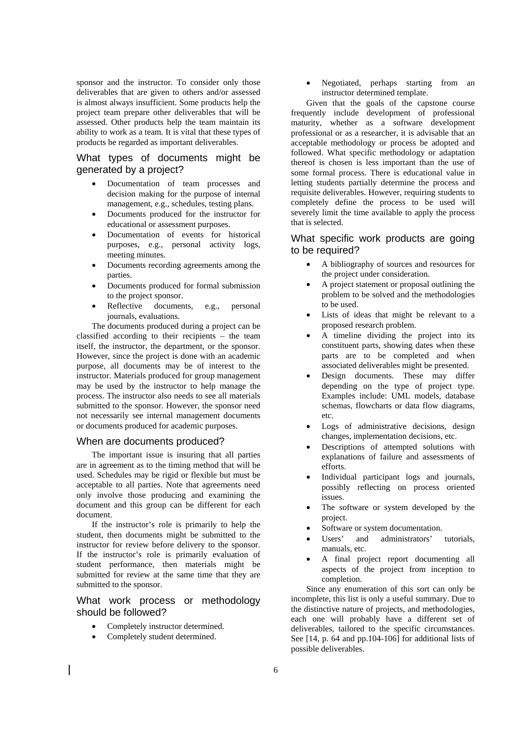sponsor and the instructor. To consider only those deliverables that are given to others and/or assessed is almost always insufficient. Some products help the project team prepare other deliverables that will be assessed. Other products help the team maintain its ability to work as a team. It is vital that these types of products be regarded as important deliverables.

## What types of documents might be generated by a project?

- Documentation of team processes and decision making for the purpose of internal management, e.g., schedules, testing plans.
- Documents produced for the instructor for educational or assessment purposes.
- Documentation of events for historical purposes, e.g., personal activity logs, meeting minutes.
- Documents recording agreements among the parties.
- Documents produced for formal submission to the project sponsor.
- Reflective documents, e.g., personal journals, evaluations.

The documents produced during a project can be classified according to their recipients – the team itself, the instructor, the department, or the sponsor. However, since the project is done with an academic purpose, all documents may be of interest to the instructor. Materials produced for group management may be used by the instructor to help manage the process. The instructor also needs to see all materials submitted to the sponsor. However, the sponsor need not necessarily see internal management documents or documents produced for academic purposes.

## When are documents produced?

The important issue is insuring that all parties are in agreement as to the timing method that will be used. Schedules may be rigid or flexible but must be acceptable to all parties. Note that agreements need only involve those producing and examining the document and this group can be different for each document.

If the instructor's role is primarily to help the student, then documents might be submitted to the instructor for review before delivery to the sponsor. If the instructor's role is primarily evaluation of student performance, then materials might be submitted for review at the same time that they are submitted to the sponsor.

## What work process or methodology should be followed?

- Completely instructor determined.
- Completely student determined.
- Negotiated, perhaps starting from an instructor determined template.

Given that the goals of the capstone course frequently include development of professional maturity, whether as a software development professional or as a researcher, it is advisable that an acceptable methodology or process be adopted and followed. What specific methodology or adaptation thereof is chosen is less important than the use of some formal process. There is educational value in letting students partially determine the process and requisite deliverables. However, requiring students to completely define the process to be used will severely limit the time available to apply the process that is selected.

## What specific work products are going to be required?

- A bibliography of sources and resources for the project under consideration.
- A project statement or proposal outlining the problem to be solved and the methodologies to be used.
- Lists of ideas that might be relevant to a proposed research problem.
- A timeline dividing the project into its constituent parts, showing dates when these parts are to be completed and when associated deliverables might be presented.
- Design documents. These may differ depending on the type of project type. Examples include: UML models, database schemas, flowcharts or data flow diagrams, etc.
- Logs of administrative decisions, design changes, implementation decisions, etc.
- Descriptions of attempted solutions with explanations of failure and assessments of efforts.
- Individual participant logs and journals, possibly reflecting on process oriented issues.
- The software or system developed by the project.
- Software or system documentation.
- Users' and administrators' tutorials, manuals, etc.
- A final project report documenting all aspects of the project from inception to completion.

Since any enumeration of this sort can only be incomplete, this list is only a useful summary. Due to the distinctive nature of projects, and methodologies, each one will probably have a different set of deliverables, tailored to the specific circumstances. See [14, p. 64 and pp.104-106] for additional lists of possible deliverables.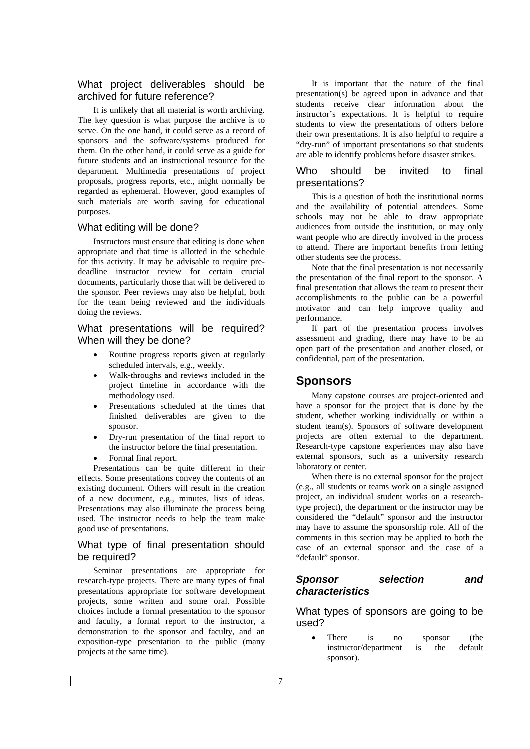### What project deliverables should be archived for future reference?

It is unlikely that all material is worth archiving. The key question is what purpose the archive is to serve. On the one hand, it could serve as a record of sponsors and the software/systems produced for them. On the other hand, it could serve as a guide for future students and an instructional resource for the department. Multimedia presentations of project proposals, progress reports, etc., might normally be regarded as ephemeral. However, good examples of such materials are worth saving for educational purposes.

### What editing will be done?

Instructors must ensure that editing is done when appropriate and that time is allotted in the schedule for this activity. It may be advisable to require pre-deadline instructor review for certain crucial documents, particularly those that will be delivered to the sponsor. Peer reviews may also be helpful, both for the team being reviewed and the individuals doing the reviews.

### What presentations will be required? When will they be done?

- Routine progress reports given at regularly scheduled intervals, e.g., weekly.
- Walk-throughs and reviews included in the project timeline in accordance with the methodology used.
- Presentations scheduled at the times that finished deliverables are given to the sponsor.
- Dry-run presentation of the final report to the instructor before the final presentation.
- Formal final report.

Presentations can be quite different in their effects. Some presentations convey the contents of an existing document. Others will result in the creation of a new document, e.g., minutes, lists of ideas. Presentations may also illuminate the process being used. The instructor needs to help the team make good use of presentations.

### What type of final presentation should be required?

Seminar presentations are appropriate for research-type projects. There are many types of final presentations appropriate for software development projects, some written and some oral. Possible choices include a formal presentation to the sponsor and faculty, a formal report to the instructor, a demonstration to the sponsor and faculty, and an exposition-type presentation to the public (many projects at the same time).

It is important that the nature of the final presentation(s) be agreed upon in advance and that students receive clear information about the instructor's expectations. It is helpful to require students to view the presentations of others before their own presentations. It is also helpful to require a "dry-run" of important presentations so that students are able to identify problems before disaster strikes.

### Who should be invited to final presentations?

This is a question of both the institutional norms and the availability of potential attendees. Some schools may not be able to draw appropriate audiences from outside the institution, or may only want people who are directly involved in the process to attend. There are important benefits from letting other students see the process.

Note that the final presentation is not necessarily the presentation of the final report to the sponsor. A final presentation that allows the team to present their accomplishments to the public can be a powerful motivator and can help improve quality and performance.

If part of the presentation process involves assessment and grading, there may have to be an open part of the presentation and another closed, or confidential, part of the presentation.

## Sponsors

Many capstone courses are project-oriented and have a sponsor for the project that is done by the student, whether working individually or within a student team(s). Sponsors of software development projects are often external to the department. Research-type capstone experiences may also have external sponsors, such as a university research laboratory or center.

When there is no external sponsor for the project (e.g., all students or teams work on a single assigned project, an individual student works on a research-type project), the department or the instructor may be considered the "default" sponsor and the instructor may have to assume the sponsorship role. All of the comments in this section may be applied to both the case of an external sponsor and the case of a "default" sponsor.

### *Sponsor selection and characteristics*

### What types of sponsors are going to be used?

- There is no sponsor (the instructor/department is the default sponsor).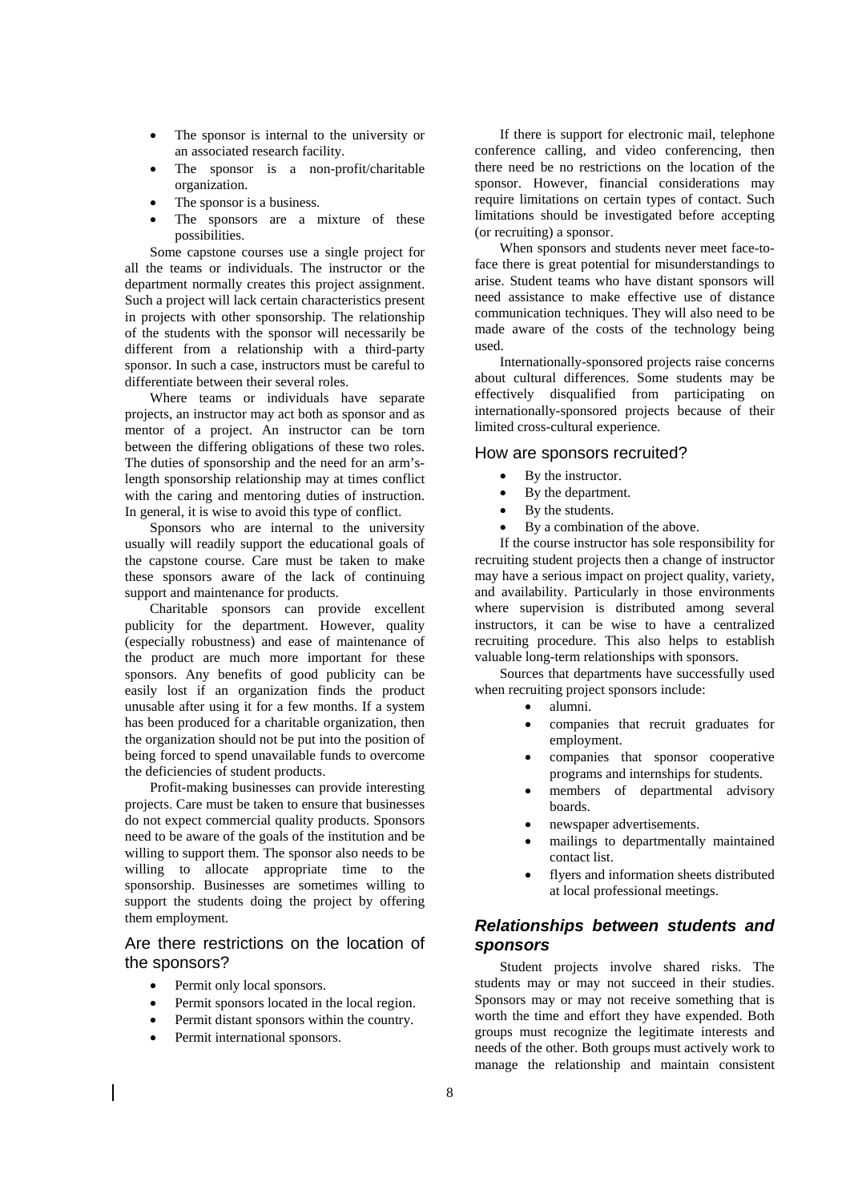- The sponsor is internal to the university or an associated research facility.
- The sponsor is a non-profit/charitable organization.
- The sponsor is a business.
- The sponsors are a mixture of these possibilities.

Some capstone courses use a single project for all the teams or individuals. The instructor or the department normally creates this project assignment. Such a project will lack certain characteristics present in projects with other sponsorship. The relationship of the students with the sponsor will necessarily be different from a relationship with a third-party sponsor. In such a case, instructors must be careful to differentiate between their several roles.

Where teams or individuals have separate projects, an instructor may act both as sponsor and as mentor of a project. An instructor can be torn between the differing obligations of these two roles. The duties of sponsorship and the need for an arm's-length sponsorship relationship may at times conflict with the caring and mentoring duties of instruction. In general, it is wise to avoid this type of conflict.

Sponsors who are internal to the university usually will readily support the educational goals of the capstone course. Care must be taken to make these sponsors aware of the lack of continuing support and maintenance for products.

Charitable sponsors can provide excellent publicity for the department. However, quality (especially robustness) and ease of maintenance of the product are much more important for these sponsors. Any benefits of good publicity can be easily lost if an organization finds the product unusable after using it for a few months. If a system has been produced for a charitable organization, then the organization should not be put into the position of being forced to spend unavailable funds to overcome the deficiencies of student products.

Profit-making businesses can provide interesting projects. Care must be taken to ensure that businesses do not expect commercial quality products. Sponsors need to be aware of the goals of the institution and be willing to support them. The sponsor also needs to be willing to allocate appropriate time to the sponsorship. Businesses are sometimes willing to support the students doing the project by offering them employment.

### Are there restrictions on the location of the sponsors?

- Permit only local sponsors.
- Permit sponsors located in the local region.
- Permit distant sponsors within the country.
- Permit international sponsors.

If there is support for electronic mail, telephone conference calling, and video conferencing, then there need be no restrictions on the location of the sponsor. However, financial considerations may require limitations on certain types of contact. Such limitations should be investigated before accepting (or recruiting) a sponsor.

When sponsors and students never meet face-to-face there is great potential for misunderstandings to arise. Student teams who have distant sponsors will need assistance to make effective use of distance communication techniques. They will also need to be made aware of the costs of the technology being used.

Internationally-sponsored projects raise concerns about cultural differences. Some students may be effectively disqualified from participating on internationally-sponsored projects because of their limited cross-cultural experience.

### How are sponsors recruited?

- By the instructor.
- By the department.
- By the students.
- By a combination of the above.

If the course instructor has sole responsibility for recruiting student projects then a change of instructor may have a serious impact on project quality, variety, and availability. Particularly in those environments where supervision is distributed among several instructors, it can be wise to have a centralized recruiting procedure. This also helps to establish valuable long-term relationships with sponsors.

Sources that departments have successfully used when recruiting project sponsors include:

- alumni.
- companies that recruit graduates for employment.
- companies that sponsor cooperative programs and internships for students.
- members of departmental advisory boards.
- newspaper advertisements.
- mailings to departmentally maintained contact list.
- flyers and information sheets distributed at local professional meetings.

## *Relationships between students and sponsors*

Student projects involve shared risks. The students may or may not succeed in their studies. Sponsors may or may not receive something that is worth the time and effort they have expended. Both groups must recognize the legitimate interests and needs of the other. Both groups must actively work to manage the relationship and maintain consistent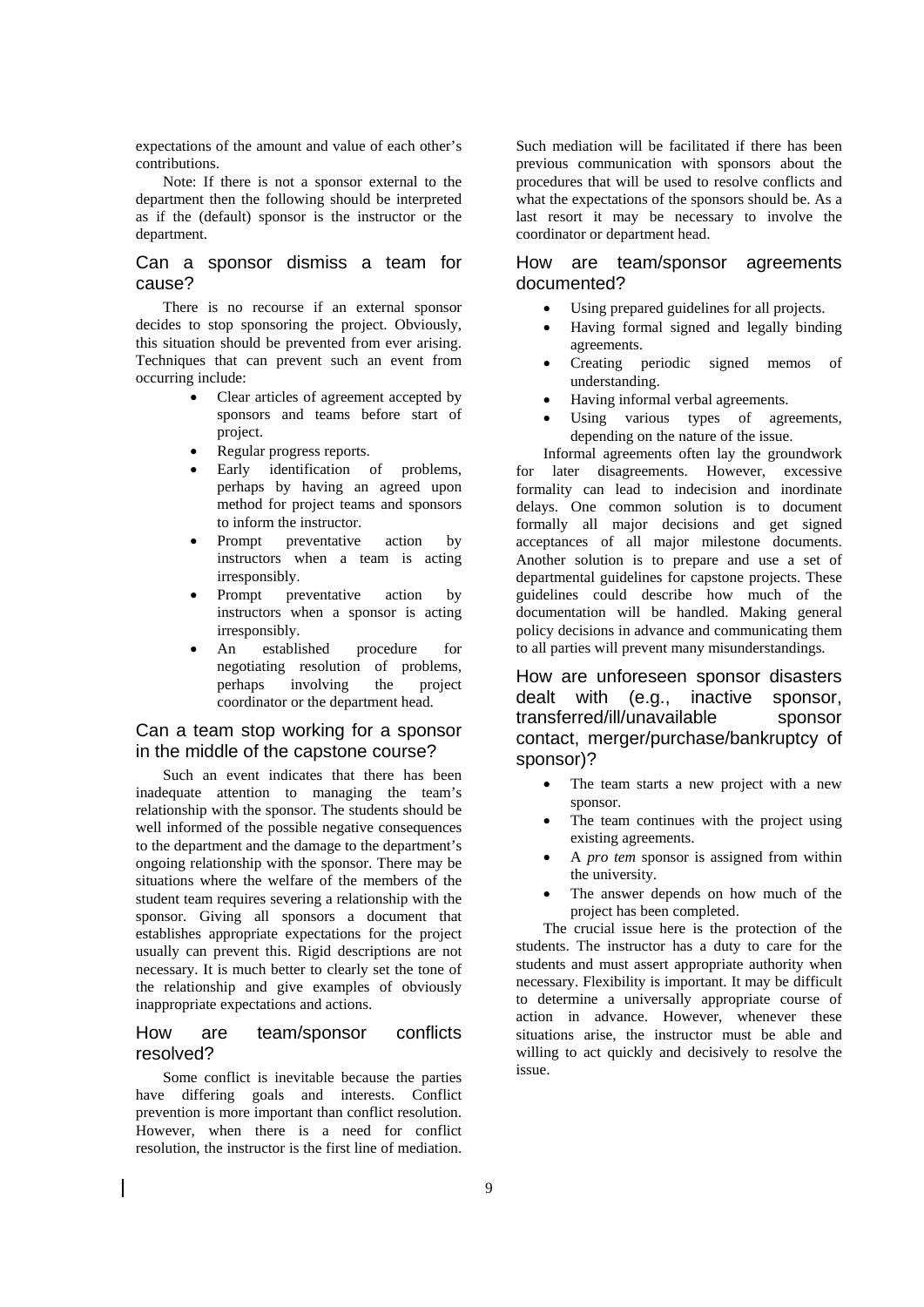expectations of the amount and value of each other's contributions.

Note: If there is not a sponsor external to the department then the following should be interpreted as if the (default) sponsor is the instructor or the department.

### Can a sponsor dismiss a team for cause?

There is no recourse if an external sponsor decides to stop sponsoring the project. Obviously, this situation should be prevented from ever arising. Techniques that can prevent such an event from occurring include:

- Clear articles of agreement accepted by sponsors and teams before start of project.
- Regular progress reports.
- Early identification of problems, perhaps by having an agreed upon method for project teams and sponsors to inform the instructor.
- Prompt preventative action by instructors when a team is acting irresponsibly.
- Prompt preventative action by instructors when a sponsor is acting irresponsibly.
- An established procedure for negotiating resolution of problems, perhaps involving the project coordinator or the department head.

### Can a team stop working for a sponsor in the middle of the capstone course?

Such an event indicates that there has been inadequate attention to managing the team's relationship with the sponsor. The students should be well informed of the possible negative consequences to the department and the damage to the department's ongoing relationship with the sponsor. There may be situations where the welfare of the members of the student team requires severing a relationship with the sponsor. Giving all sponsors a document that establishes appropriate expectations for the project usually can prevent this. Rigid descriptions are not necessary. It is much better to clearly set the tone of the relationship and give examples of obviously inappropriate expectations and actions.

### How are team/sponsor conflicts resolved?

Some conflict is inevitable because the parties have differing goals and interests. Conflict prevention is more important than conflict resolution. However, when there is a need for conflict resolution, the instructor is the first line of mediation. Such mediation will be facilitated if there has been previous communication with sponsors about the procedures that will be used to resolve conflicts and what the expectations of the sponsors should be. As a last resort it may be necessary to involve the coordinator or department head.

### How are team/sponsor agreements documented?

- Using prepared guidelines for all projects.
- Having formal signed and legally binding agreements.
- Creating periodic signed memos of understanding.
- Having informal verbal agreements.
- Using various types of agreements, depending on the nature of the issue.

Informal agreements often lay the groundwork for later disagreements. However, excessive formality can lead to indecision and inordinate delays. One common solution is to document formally all major decisions and get signed acceptances of all major milestone documents. Another solution is to prepare and use a set of departmental guidelines for capstone projects. These guidelines could describe how much of the documentation will be handled. Making general policy decisions in advance and communicating them to all parties will prevent many misunderstandings.

### How are unforeseen sponsor disasters dealt with (e.g., inactive sponsor, transferred/ill/unavailable sponsor contact, merger/purchase/bankruptcy of sponsor)?

- The team starts a new project with a new sponsor.
- The team continues with the project using existing agreements.
- A *pro tem* sponsor is assigned from within the university.
- The answer depends on how much of the project has been completed.

The crucial issue here is the protection of the students. The instructor has a duty to care for the students and must assert appropriate authority when necessary. Flexibility is important. It may be difficult to determine a universally appropriate course of action in advance. However, whenever these situations arise, the instructor must be able and willing to act quickly and decisively to resolve the issue.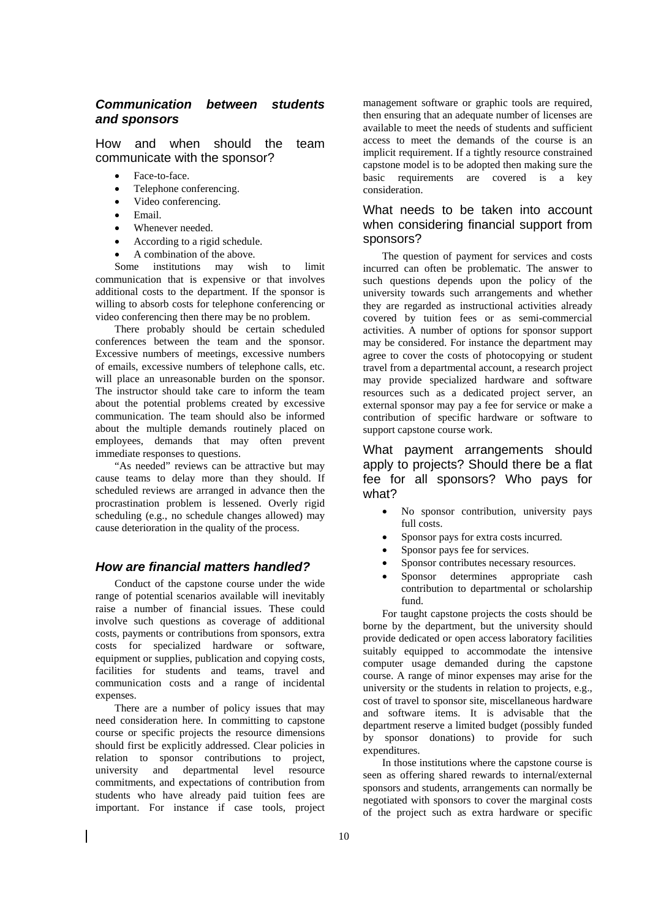### *Communication between students and sponsors*

#### How and when should the team communicate with the sponsor?

- Face-to-face.
- Telephone conferencing.
- Video conferencing.
- Email.
- Whenever needed.
- According to a rigid schedule.
- A combination of the above.

Some institutions may wish to limit communication that is expensive or that involves additional costs to the department. If the sponsor is willing to absorb costs for telephone conferencing or video conferencing then there may be no problem.

There probably should be certain scheduled conferences between the team and the sponsor. Excessive numbers of meetings, excessive numbers of emails, excessive numbers of telephone calls, etc. will place an unreasonable burden on the sponsor. The instructor should take care to inform the team about the potential problems created by excessive communication. The team should also be informed about the multiple demands routinely placed on employees, demands that may often prevent immediate responses to questions.

"As needed" reviews can be attractive but may cause teams to delay more than they should. If scheduled reviews are arranged in advance then the procrastination problem is lessened. Overly rigid scheduling (e.g., no schedule changes allowed) may cause deterioration in the quality of the process.

### *How are financial matters handled?*

Conduct of the capstone course under the wide range of potential scenarios available will inevitably raise a number of financial issues. These could involve such questions as coverage of additional costs, payments or contributions from sponsors, extra costs for specialized hardware or software, equipment or supplies, publication and copying costs, facilities for students and teams, travel and communication costs and a range of incidental expenses.

There are a number of policy issues that may need consideration here. In committing to capstone course or specific projects the resource dimensions should first be explicitly addressed. Clear policies in relation to sponsor contributions to project, university and departmental level resource commitments, and expectations of contribution from students who have already paid tuition fees are important. For instance if case tools, project management software or graphic tools are required, then ensuring that an adequate number of licenses are available to meet the needs of students and sufficient access to meet the demands of the course is an implicit requirement. If a tightly resource constrained capstone model is to be adopted then making sure the basic requirements are covered is a key consideration.

#### What needs to be taken into account when considering financial support from sponsors?

The question of payment for services and costs incurred can often be problematic. The answer to such questions depends upon the policy of the university towards such arrangements and whether they are regarded as instructional activities already covered by tuition fees or as semi-commercial activities. A number of options for sponsor support may be considered. For instance the department may agree to cover the costs of photocopying or student travel from a departmental account, a research project may provide specialized hardware and software resources such as a dedicated project server, an external sponsor may pay a fee for service or make a contribution of specific hardware or software to support capstone course work.

#### What payment arrangements should apply to projects? Should there be a flat fee for all sponsors? Who pays for what?

- No sponsor contribution, university pays full costs.
- Sponsor pays for extra costs incurred.
- Sponsor pays fee for services.
- Sponsor contributes necessary resources.
- Sponsor determines appropriate cash contribution to departmental or scholarship fund.

For taught capstone projects the costs should be borne by the department, but the university should provide dedicated or open access laboratory facilities suitably equipped to accommodate the intensive computer usage demanded during the capstone course. A range of minor expenses may arise for the university or the students in relation to projects, e.g., cost of travel to sponsor site, miscellaneous hardware and software items. It is advisable that the department reserve a limited budget (possibly funded by sponsor donations) to provide for such expenditures.

In those institutions where the capstone course is seen as offering shared rewards to internal/external sponsors and students, arrangements can normally be negotiated with sponsors to cover the marginal costs of the project such as extra hardware or specific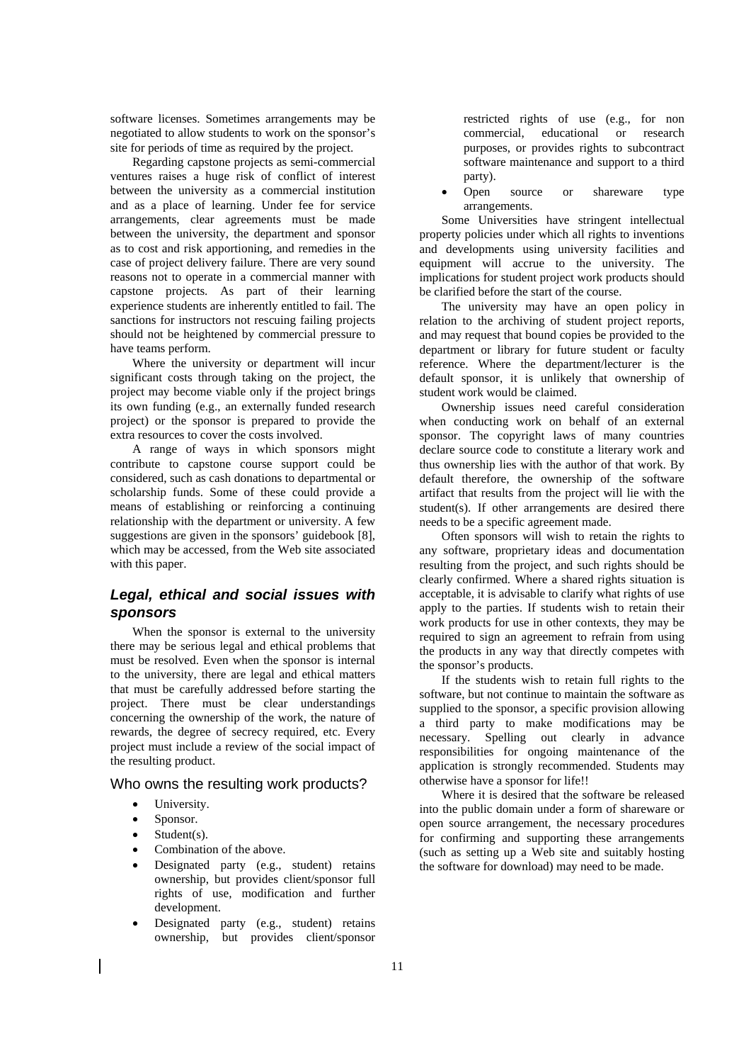software licenses. Sometimes arrangements may be negotiated to allow students to work on the sponsor's site for periods of time as required by the project.

Regarding capstone projects as semi-commercial ventures raises a huge risk of conflict of interest between the university as a commercial institution and as a place of learning. Under fee for service arrangements, clear agreements must be made between the university, the department and sponsor as to cost and risk apportioning, and remedies in the case of project delivery failure. There are very sound reasons not to operate in a commercial manner with capstone projects. As part of their learning experience students are inherently entitled to fail. The sanctions for instructors not rescuing failing projects should not be heightened by commercial pressure to have teams perform.

Where the university or department will incur significant costs through taking on the project, the project may become viable only if the project brings its own funding (e.g., an externally funded research project) or the sponsor is prepared to provide the extra resources to cover the costs involved.

A range of ways in which sponsors might contribute to capstone course support could be considered, such as cash donations to departmental or scholarship funds. Some of these could provide a means of establishing or reinforcing a continuing relationship with the department or university. A few suggestions are given in the sponsors' guidebook [8], which may be accessed, from the Web site associated with this paper.

## *Legal, ethical and social issues with sponsors*

When the sponsor is external to the university there may be serious legal and ethical problems that must be resolved. Even when the sponsor is internal to the university, there are legal and ethical matters that must be carefully addressed before starting the project. There must be clear understandings concerning the ownership of the work, the nature of rewards, the degree of secrecy required, etc. Every project must include a review of the social impact of the resulting product.

### Who owns the resulting work products?

- University.
- Sponsor.
- Student(s).
- Combination of the above.
- Designated party (e.g., student) retains ownership, but provides client/sponsor full rights of use, modification and further development.
- Designated party (e.g., student) retains ownership, but provides client/sponsor restricted rights of use (e.g., for non commercial, educational or research purposes, or provides rights to subcontract software maintenance and support to a third party).
- Open source or shareware type arrangements.

Some Universities have stringent intellectual property policies under which all rights to inventions and developments using university facilities and equipment will accrue to the university. The implications for student project work products should be clarified before the start of the course.

The university may have an open policy in relation to the archiving of student project reports, and may request that bound copies be provided to the department or library for future student or faculty reference. Where the department/lecturer is the default sponsor, it is unlikely that ownership of student work would be claimed.

Ownership issues need careful consideration when conducting work on behalf of an external sponsor. The copyright laws of many countries declare source code to constitute a literary work and thus ownership lies with the author of that work. By default therefore, the ownership of the software artifact that results from the project will lie with the student(s). If other arrangements are desired there needs to be a specific agreement made.

Often sponsors will wish to retain the rights to any software, proprietary ideas and documentation resulting from the project, and such rights should be clearly confirmed. Where a shared rights situation is acceptable, it is advisable to clarify what rights of use apply to the parties. If students wish to retain their work products for use in other contexts, they may be required to sign an agreement to refrain from using the products in any way that directly competes with the sponsor's products.

If the students wish to retain full rights to the software, but not continue to maintain the software as supplied to the sponsor, a specific provision allowing a third party to make modifications may be necessary. Spelling out clearly in advance responsibilities for ongoing maintenance of the application is strongly recommended. Students may otherwise have a sponsor for life!!

Where it is desired that the software be released into the public domain under a form of shareware or open source arrangement, the necessary procedures for confirming and supporting these arrangements (such as setting up a Web site and suitably hosting the software for download) may need to be made.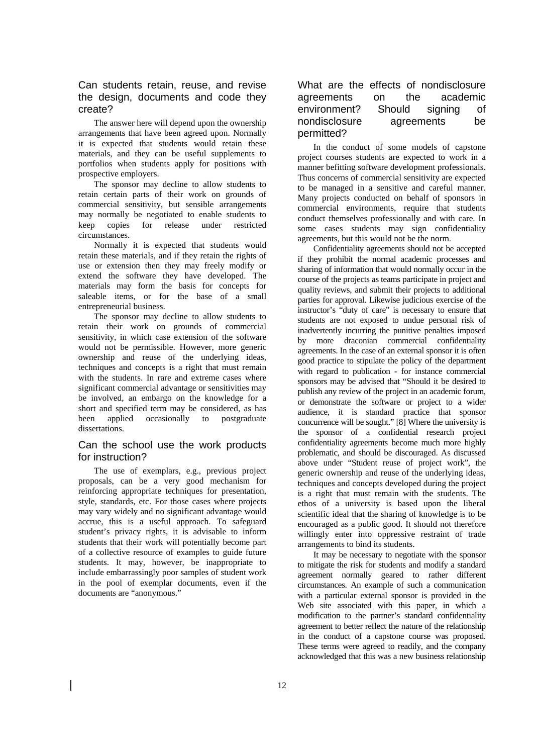## Can students retain, reuse, and revise the design, documents and code they create?

The answer here will depend upon the ownership arrangements that have been agreed upon. Normally it is expected that students would retain these materials, and they can be useful supplements to portfolios when students apply for positions with prospective employers.

The sponsor may decline to allow students to retain certain parts of their work on grounds of commercial sensitivity, but sensible arrangements may normally be negotiated to enable students to keep copies for release under restricted circumstances.

Normally it is expected that students would retain these materials, and if they retain the rights of use or extension then they may freely modify or extend the software they have developed. The materials may form the basis for concepts for saleable items, or for the base of a small entrepreneurial business.

The sponsor may decline to allow students to retain their work on grounds of commercial sensitivity, in which case extension of the software would not be permissible. However, more generic ownership and reuse of the underlying ideas, techniques and concepts is a right that must remain with the students. In rare and extreme cases where significant commercial advantage or sensitivities may be involved, an embargo on the knowledge for a short and specified term may be considered, as has been applied occasionally to postgraduate dissertations.

## Can the school use the work products for instruction?

The use of exemplars, e.g., previous project proposals, can be a very good mechanism for reinforcing appropriate techniques for presentation, style, standards, etc. For those cases where projects may vary widely and no significant advantage would accrue, this is a useful approach. To safeguard student's privacy rights, it is advisable to inform students that their work will potentially become part of a collective resource of examples to guide future students. It may, however, be inappropriate to include embarrassingly poor samples of student work in the pool of exemplar documents, even if the documents are "anonymous."

## What are the effects of nondisclosure agreements on the academic environment? Should signing of nondisclosure agreements be permitted?

In the conduct of some models of capstone project courses students are expected to work in a manner befitting software development professionals. Thus concerns of commercial sensitivity are expected to be managed in a sensitive and careful manner. Many projects conducted on behalf of sponsors in commercial environments, require that students conduct themselves professionally and with care. In some cases students may sign confidentiality agreements, but this would not be the norm.

Confidentiality agreements should not be accepted if they prohibit the normal academic processes and sharing of information that would normally occur in the course of the projects as teams participate in project and quality reviews, and submit their projects to additional parties for approval. Likewise judicious exercise of the instructor's "duty of care" is necessary to ensure that students are not exposed to undue personal risk of inadvertently incurring the punitive penalties imposed by more draconian commercial confidentiality agreements. In the case of an external sponsor it is often good practice to stipulate the policy of the department with regard to publication - for instance commercial sponsors may be advised that "Should it be desired to publish any review of the project in an academic forum, or demonstrate the software or project to a wider audience, it is standard practice that sponsor concurrence will be sought." [8] Where the university is the sponsor of a confidential research project confidentiality agreements become much more highly problematic, and should be discouraged. As discussed above under "Student reuse of project work", the generic ownership and reuse of the underlying ideas, techniques and concepts developed during the project is a right that must remain with the students. The ethos of a university is based upon the liberal scientific ideal that the sharing of knowledge is to be encouraged as a public good. It should not therefore willingly enter into oppressive restraint of trade arrangements to bind its students.

It may be necessary to negotiate with the sponsor to mitigate the risk for students and modify a standard agreement normally geared to rather different circumstances. An example of such a communication with a particular external sponsor is provided in the Web site associated with this paper, in which a modification to the partner's standard confidentiality agreement to better reflect the nature of the relationship in the conduct of a capstone course was proposed. These terms were agreed to readily, and the company acknowledged that this was a new business relationship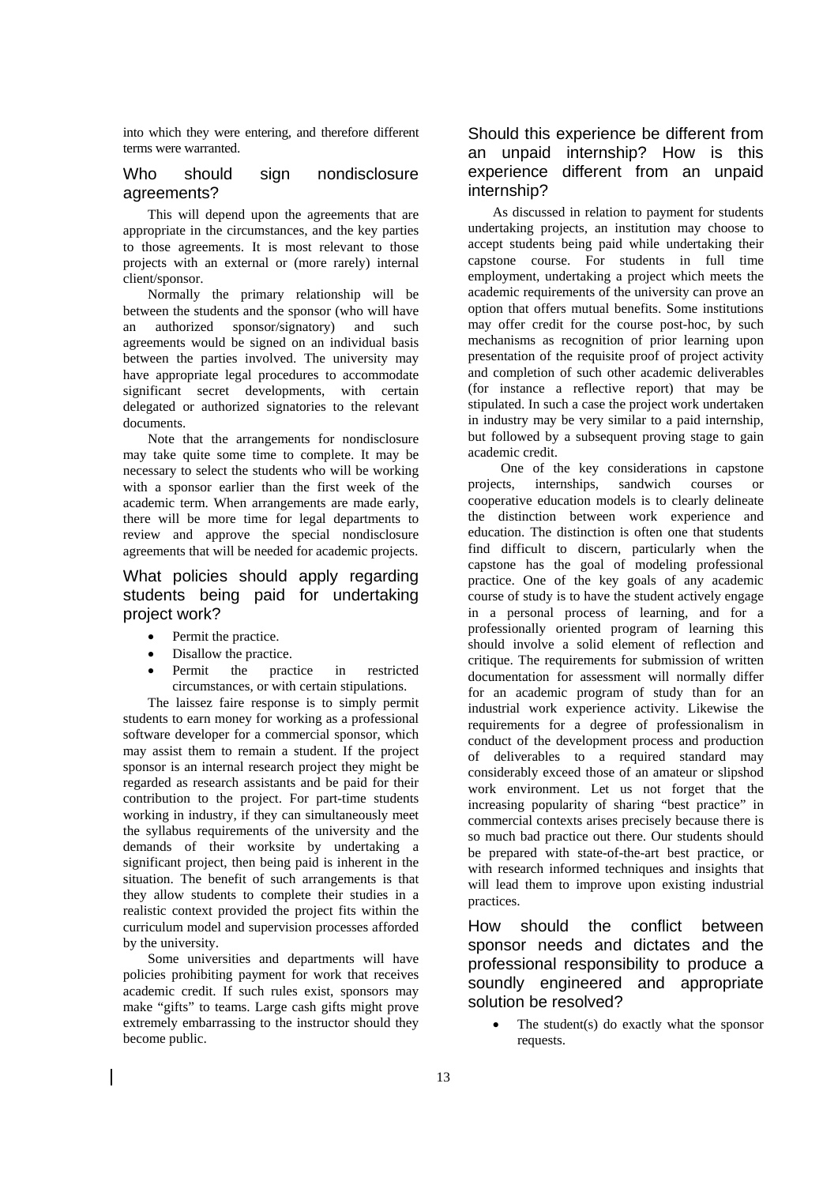into which they were entering, and therefore different terms were warranted.

### Who should sign nondisclosure agreements?

This will depend upon the agreements that are appropriate in the circumstances, and the key parties to those agreements. It is most relevant to those projects with an external or (more rarely) internal client/sponsor.

Normally the primary relationship will be between the students and the sponsor (who will have an authorized sponsor/signatory) and such agreements would be signed on an individual basis between the parties involved. The university may have appropriate legal procedures to accommodate significant secret developments, with certain delegated or authorized signatories to the relevant documents.

Note that the arrangements for nondisclosure may take quite some time to complete. It may be necessary to select the students who will be working with a sponsor earlier than the first week of the academic term. When arrangements are made early, there will be more time for legal departments to review and approve the special nondisclosure agreements that will be needed for academic projects.

### What policies should apply regarding students being paid for undertaking project work?

- Permit the practice.
- Disallow the practice.
- Permit the practice in restricted circumstances, or with certain stipulations.

The laissez faire response is to simply permit students to earn money for working as a professional software developer for a commercial sponsor, which may assist them to remain a student. If the project sponsor is an internal research project they might be regarded as research assistants and be paid for their contribution to the project. For part-time students working in industry, if they can simultaneously meet the syllabus requirements of the university and the demands of their worksite by undertaking a significant project, then being paid is inherent in the situation. The benefit of such arrangements is that they allow students to complete their studies in a realistic context provided the project fits within the curriculum model and supervision processes afforded by the university.

Some universities and departments will have policies prohibiting payment for work that receives academic credit. If such rules exist, sponsors may make "gifts" to teams. Large cash gifts might prove extremely embarrassing to the instructor should they become public.

### Should this experience be different from an unpaid internship? How is this experience different from an unpaid internship?

As discussed in relation to payment for students undertaking projects, an institution may choose to accept students being paid while undertaking their capstone course. For students in full time employment, undertaking a project which meets the academic requirements of the university can prove an option that offers mutual benefits. Some institutions may offer credit for the course post-hoc, by such mechanisms as recognition of prior learning upon presentation of the requisite proof of project activity and completion of such other academic deliverables (for instance a reflective report) that may be stipulated. In such a case the project work undertaken in industry may be very similar to a paid internship, but followed by a subsequent proving stage to gain academic credit.

One of the key considerations in capstone projects, internships, sandwich courses or cooperative education models is to clearly delineate the distinction between work experience and education. The distinction is often one that students find difficult to discern, particularly when the capstone has the goal of modeling professional practice. One of the key goals of any academic course of study is to have the student actively engage in a personal process of learning, and for a professionally oriented program of learning this should involve a solid element of reflection and critique. The requirements for submission of written documentation for assessment will normally differ for an academic program of study than for an industrial work experience activity. Likewise the requirements for a degree of professionalism in conduct of the development process and production of deliverables to a required standard may considerably exceed those of an amateur or slipshod work environment. Let us not forget that the increasing popularity of sharing "best practice" in commercial contexts arises precisely because there is so much bad practice out there. Our students should be prepared with state-of-the-art best practice, or with research informed techniques and insights that will lead them to improve upon existing industrial practices.

### How should the conflict between sponsor needs and dictates and the professional responsibility to produce a soundly engineered and appropriate solution be resolved?

- The student(s) do exactly what the sponsor requests.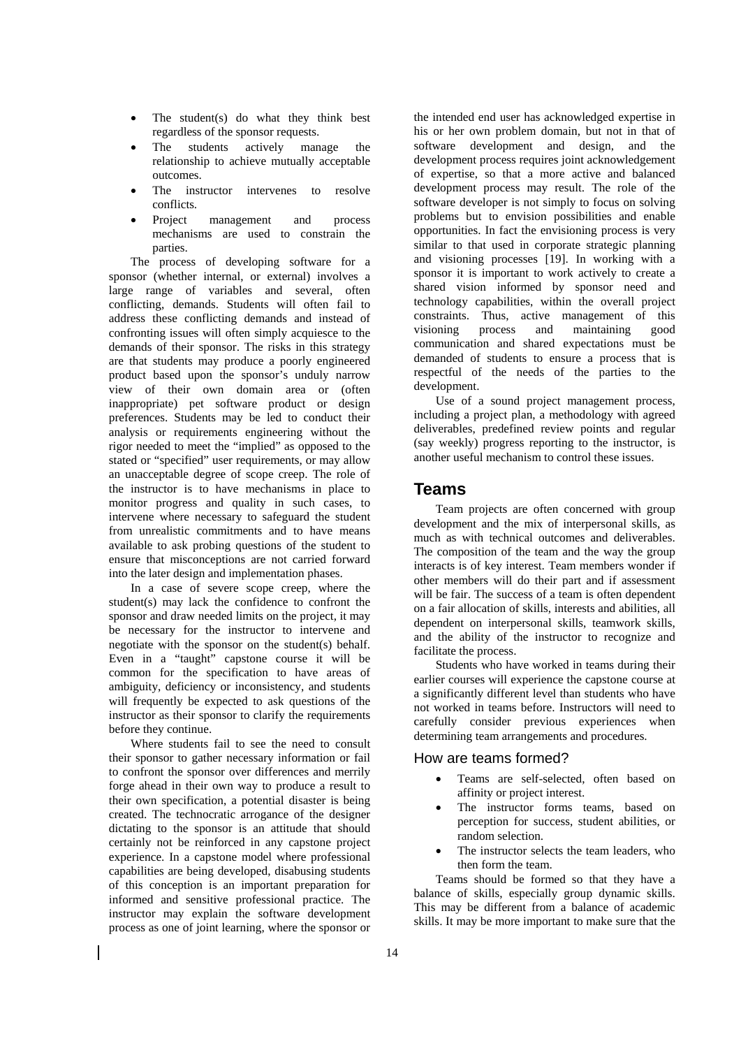- The student(s) do what they think best regardless of the sponsor requests.
- The students actively manage the relationship to achieve mutually acceptable outcomes.
- The instructor intervenes to resolve conflicts.
- Project management and process mechanisms are used to constrain the parties.

The process of developing software for a sponsor (whether internal, or external) involves a large range of variables and several, often conflicting, demands. Students will often fail to address these conflicting demands and instead of confronting issues will often simply acquiesce to the demands of their sponsor. The risks in this strategy are that students may produce a poorly engineered product based upon the sponsor's unduly narrow view of their own domain area or (often inappropriate) pet software product or design preferences. Students may be led to conduct their analysis or requirements engineering without the rigor needed to meet the "implied" as opposed to the stated or "specified" user requirements, or may allow an unacceptable degree of scope creep. The role of the instructor is to have mechanisms in place to monitor progress and quality in such cases, to intervene where necessary to safeguard the student from unrealistic commitments and to have means available to ask probing questions of the student to ensure that misconceptions are not carried forward into the later design and implementation phases.

In a case of severe scope creep, where the student(s) may lack the confidence to confront the sponsor and draw needed limits on the project, it may be necessary for the instructor to intervene and negotiate with the sponsor on the student(s) behalf. Even in a "taught" capstone course it will be common for the specification to have areas of ambiguity, deficiency or inconsistency, and students will frequently be expected to ask questions of the instructor as their sponsor to clarify the requirements before they continue.

Where students fail to see the need to consult their sponsor to gather necessary information or fail to confront the sponsor over differences and merrily forge ahead in their own way to produce a result to their own specification, a potential disaster is being created. The technocratic arrogance of the designer dictating to the sponsor is an attitude that should certainly not be reinforced in any capstone project experience. In a capstone model where professional capabilities are being developed, disabusing students of this conception is an important preparation for informed and sensitive professional practice. The instructor may explain the software development process as one of joint learning, where the sponsor or the intended end user has acknowledged expertise in his or her own problem domain, but not in that of software development and design, and the development process requires joint acknowledgement of expertise, so that a more active and balanced development process may result. The role of the software developer is not simply to focus on solving problems but to envision possibilities and enable opportunities. In fact the envisioning process is very similar to that used in corporate strategic planning and visioning processes [19]. In working with a sponsor it is important to work actively to create a shared vision informed by sponsor need and technology capabilities, within the overall project constraints. Thus, active management of this visioning process and maintaining good communication and shared expectations must be demanded of students to ensure a process that is respectful of the needs of the parties to the development.

Use of a sound project management process, including a project plan, a methodology with agreed deliverables, predefined review points and regular (say weekly) progress reporting to the instructor, is another useful mechanism to control these issues.

## Teams

Team projects are often concerned with group development and the mix of interpersonal skills, as much as with technical outcomes and deliverables. The composition of the team and the way the group interacts is of key interest. Team members wonder if other members will do their part and if assessment will be fair. The success of a team is often dependent on a fair allocation of skills, interests and abilities, all dependent on interpersonal skills, teamwork skills, and the ability of the instructor to recognize and facilitate the process.

Students who have worked in teams during their earlier courses will experience the capstone course at a significantly different level than students who have not worked in teams before. Instructors will need to carefully consider previous experiences when determining team arrangements and procedures.

### How are teams formed?

- Teams are self-selected, often based on affinity or project interest.
- The instructor forms teams, based on perception for success, student abilities, or random selection.
- The instructor selects the team leaders, who then form the team.

Teams should be formed so that they have a balance of skills, especially group dynamic skills. This may be different from a balance of academic skills. It may be more important to make sure that the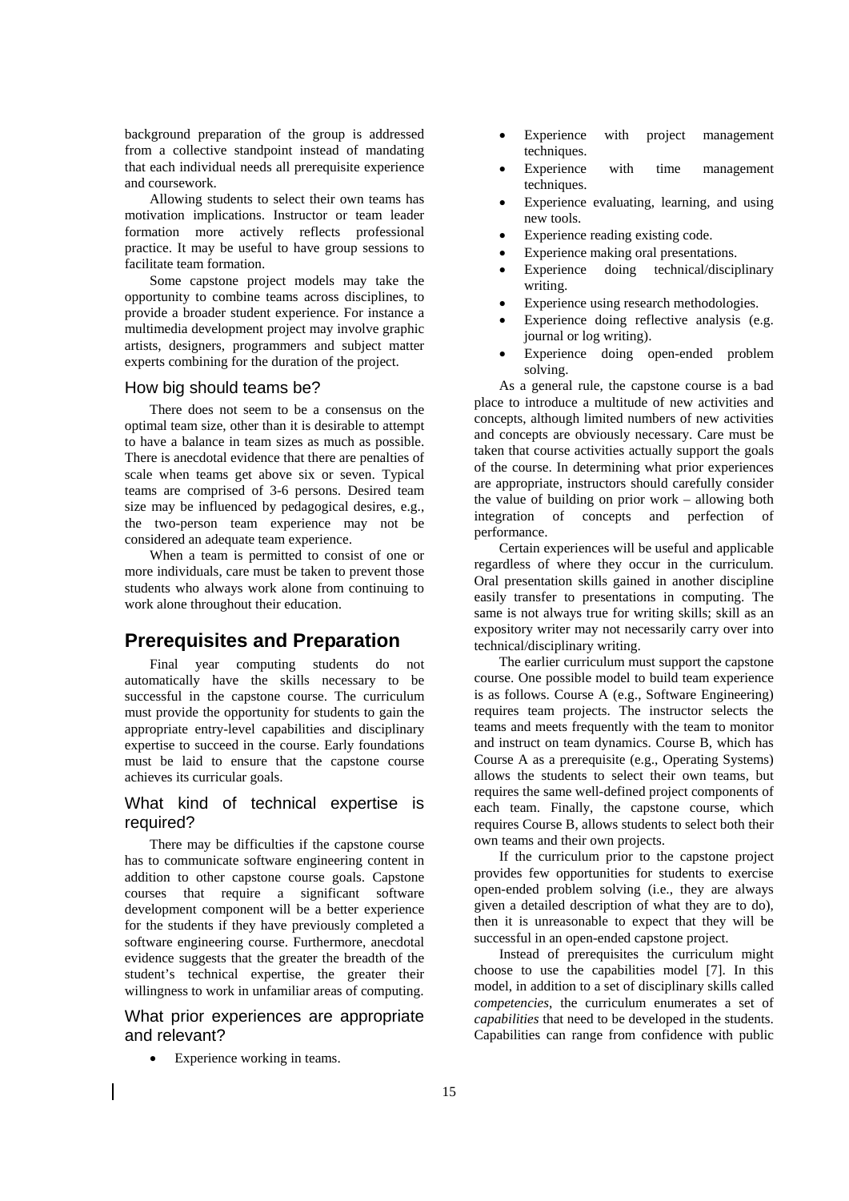background preparation of the group is addressed from a collective standpoint instead of mandating that each individual needs all prerequisite experience and coursework.

Allowing students to select their own teams has motivation implications. Instructor or team leader formation more actively reflects professional practice. It may be useful to have group sessions to facilitate team formation.

Some capstone project models may take the opportunity to combine teams across disciplines, to provide a broader student experience. For instance a multimedia development project may involve graphic artists, designers, programmers and subject matter experts combining for the duration of the project.

### How big should teams be?

There does not seem to be a consensus on the optimal team size, other than it is desirable to attempt to have a balance in team sizes as much as possible. There is anecdotal evidence that there are penalties of scale when teams get above six or seven. Typical teams are comprised of 3-6 persons. Desired team size may be influenced by pedagogical desires, e.g., the two-person team experience may not be considered an adequate team experience.

When a team is permitted to consist of one or more individuals, care must be taken to prevent those students who always work alone from continuing to work alone throughout their education.

## Prerequisites and Preparation

Final year computing students do not automatically have the skills necessary to be successful in the capstone course. The curriculum must provide the opportunity for students to gain the appropriate entry-level capabilities and disciplinary expertise to succeed in the course. Early foundations must be laid to ensure that the capstone course achieves its curricular goals.

### What kind of technical expertise is required?

There may be difficulties if the capstone course has to communicate software engineering content in addition to other capstone course goals. Capstone courses that require a significant software development component will be a better experience for the students if they have previously completed a software engineering course. Furthermore, anecdotal evidence suggests that the greater the breadth of the student's technical expertise, the greater their willingness to work in unfamiliar areas of computing.

### What prior experiences are appropriate and relevant?

- Experience working in teams.
- Experience with project management techniques.
- Experience with time management techniques.
- Experience evaluating, learning, and using new tools.
- Experience reading existing code.
- Experience making oral presentations.
- Experience doing technical/disciplinary writing.
- Experience using research methodologies.
- Experience doing reflective analysis (e.g. journal or log writing).
- Experience doing open-ended problem solving.

As a general rule, the capstone course is a bad place to introduce a multitude of new activities and concepts, although limited numbers of new activities and concepts are obviously necessary. Care must be taken that course activities actually support the goals of the course. In determining what prior experiences are appropriate, instructors should carefully consider the value of building on prior work – allowing both integration of concepts and perfection of performance.

Certain experiences will be useful and applicable regardless of where they occur in the curriculum. Oral presentation skills gained in another discipline easily transfer to presentations in computing. The same is not always true for writing skills; skill as an expository writer may not necessarily carry over into technical/disciplinary writing.

The earlier curriculum must support the capstone course. One possible model to build team experience is as follows. Course A (e.g., Software Engineering) requires team projects. The instructor selects the teams and meets frequently with the team to monitor and instruct on team dynamics. Course B, which has Course A as a prerequisite (e.g., Operating Systems) allows the students to select their own teams, but requires the same well-defined project components of each team. Finally, the capstone course, which requires Course B, allows students to select both their own teams and their own projects.

If the curriculum prior to the capstone project provides few opportunities for students to exercise open-ended problem solving (i.e., they are always given a detailed description of what they are to do), then it is unreasonable to expect that they will be successful in an open-ended capstone project.

Instead of prerequisites the curriculum might choose to use the capabilities model [7]. In this model, in addition to a set of disciplinary skills called *competencies*, the curriculum enumerates a set of *capabilities* that need to be developed in the students. Capabilities can range from confidence with public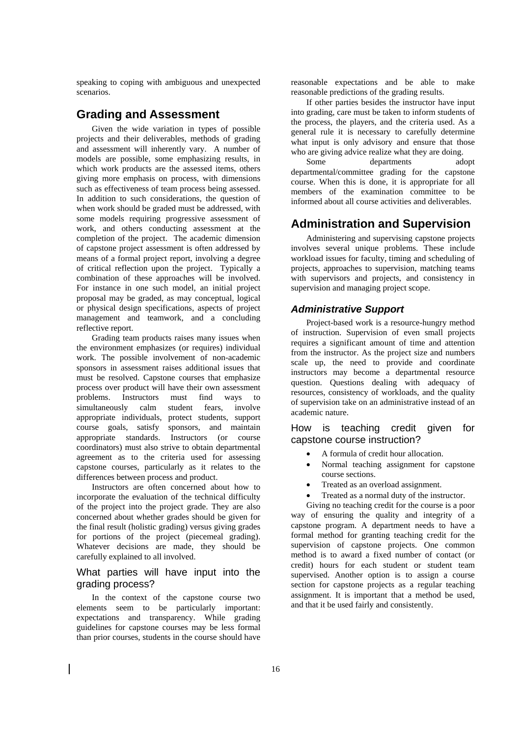speaking to coping with ambiguous and unexpected scenarios.

## Grading and Assessment

Given the wide variation in types of possible projects and their deliverables, methods of grading and assessment will inherently vary. A number of models are possible, some emphasizing results, in which work products are the assessed items, others giving more emphasis on process, with dimensions such as effectiveness of team process being assessed. In addition to such considerations, the question of when work should be graded must be addressed, with some models requiring progressive assessment of work, and others conducting assessment at the completion of the project. The academic dimension of capstone project assessment is often addressed by means of a formal project report, involving a degree of critical reflection upon the project. Typically a combination of these approaches will be involved. For instance in one such model, an initial project proposal may be graded, as may conceptual, logical or physical design specifications, aspects of project management and teamwork, and a concluding reflective report.

Grading team products raises many issues when the environment emphasizes (or requires) individual work. The possible involvement of non-academic sponsors in assessment raises additional issues that must be resolved. Capstone courses that emphasize process over product will have their own assessment problems. Instructors must find ways to simultaneously calm student fears, involve appropriate individuals, protect students, support course goals, satisfy sponsors, and maintain appropriate standards. Instructors (or course coordinators) must also strive to obtain departmental agreement as to the criteria used for assessing capstone courses, particularly as it relates to the differences between process and product.

Instructors are often concerned about how to incorporate the evaluation of the technical difficulty of the project into the project grade. They are also concerned about whether grades should be given for the final result (holistic grading) versus giving grades for portions of the project (piecemeal grading). Whatever decisions are made, they should be carefully explained to all involved.

### What parties will have input into the grading process?

In the context of the capstone course two elements seem to be particularly important: expectations and transparency. While grading guidelines for capstone courses may be less formal than prior courses, students in the course should have reasonable expectations and be able to make reasonable predictions of the grading results.

If other parties besides the instructor have input into grading, care must be taken to inform students of the process, the players, and the criteria used. As a general rule it is necessary to carefully determine what input is only advisory and ensure that those who are giving advice realize what they are doing.

Some departments adopt departmental/committee grading for the capstone course. When this is done, it is appropriate for all members of the examination committee to be informed about all course activities and deliverables.

## Administration and Supervision

Administering and supervising capstone projects involves several unique problems. These include workload issues for faculty, timing and scheduling of projects, approaches to supervision, matching teams with supervisors and projects, and consistency in supervision and managing project scope.

### *Administrative Support*

Project-based work is a resource-hungry method of instruction. Supervision of even small projects requires a significant amount of time and attention from the instructor. As the project size and numbers scale up, the need to provide and coordinate instructors may become a departmental resource question. Questions dealing with adequacy of resources, consistency of workloads, and the quality of supervision take on an administrative instead of an academic nature.

#### How is teaching credit given for capstone course instruction?

- A formula of credit hour allocation.
- Normal teaching assignment for capstone course sections.
- Treated as an overload assignment.
- Treated as a normal duty of the instructor.

Giving no teaching credit for the course is a poor way of ensuring the quality and integrity of a capstone program. A department needs to have a formal method for granting teaching credit for the supervision of capstone projects. One common method is to award a fixed number of contact (or credit) hours for each student or student team supervised. Another option is to assign a course section for capstone projects as a regular teaching assignment. It is important that a method be used, and that it be used fairly and consistently.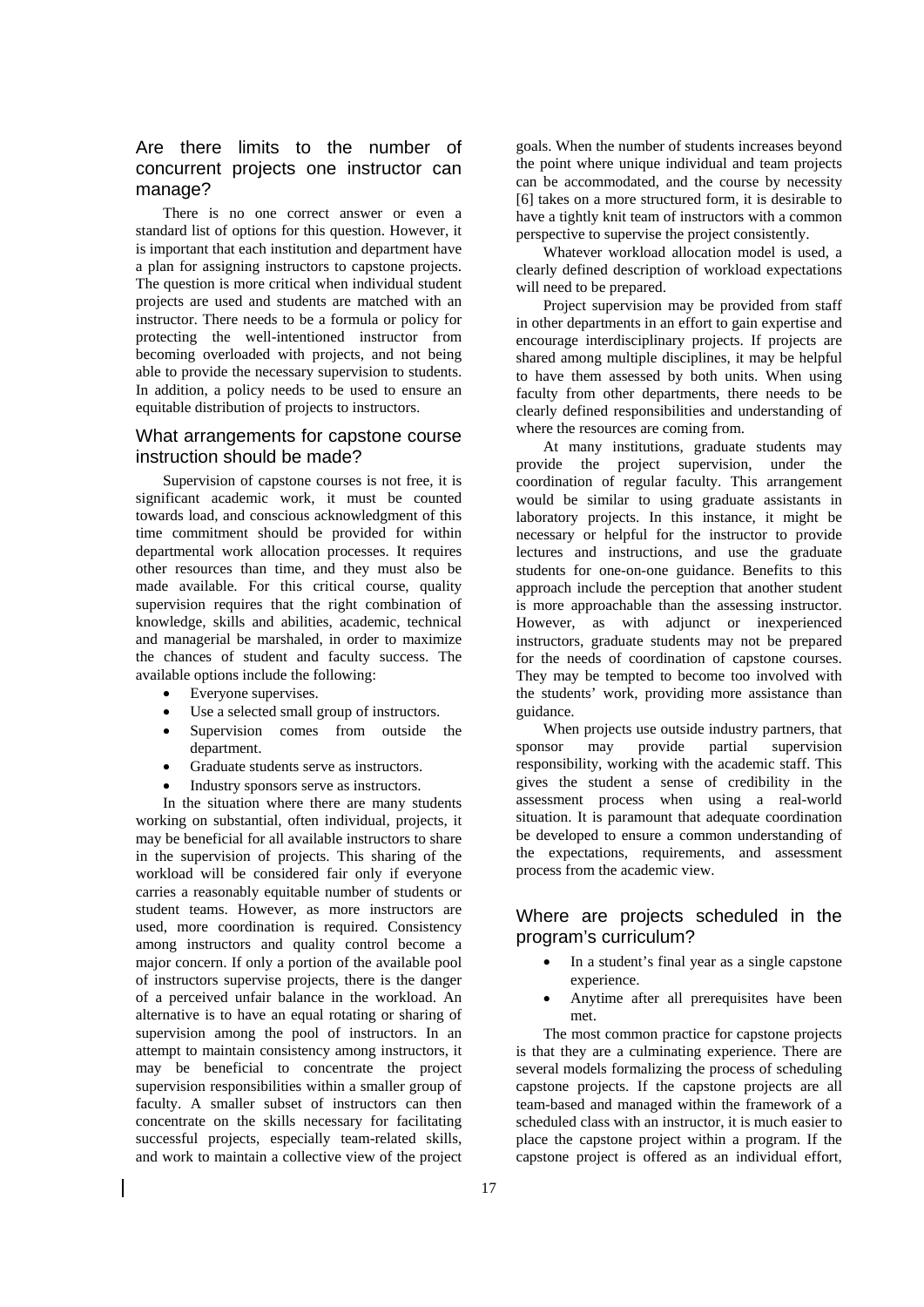## Are there limits to the number of concurrent projects one instructor can manage?

There is no one correct answer or even a standard list of options for this question. However, it is important that each institution and department have a plan for assigning instructors to capstone projects. The question is more critical when individual student projects are used and students are matched with an instructor. There needs to be a formula or policy for protecting the well-intentioned instructor from becoming overloaded with projects, and not being able to provide the necessary supervision to students. In addition, a policy needs to be used to ensure an equitable distribution of projects to instructors.

## What arrangements for capstone course instruction should be made?

Supervision of capstone courses is not free, it is significant academic work, it must be counted towards load, and conscious acknowledgment of this time commitment should be provided for within departmental work allocation processes. It requires other resources than time, and they must also be made available. For this critical course, quality supervision requires that the right combination of knowledge, skills and abilities, academic, technical and managerial be marshaled, in order to maximize the chances of student and faculty success. The available options include the following:

- Everyone supervises.
- Use a selected small group of instructors.
- Supervision comes from outside the department.
- Graduate students serve as instructors.
- Industry sponsors serve as instructors.

In the situation where there are many students working on substantial, often individual, projects, it may be beneficial for all available instructors to share in the supervision of projects. This sharing of the workload will be considered fair only if everyone carries a reasonably equitable number of students or student teams. However, as more instructors are used, more coordination is required. Consistency among instructors and quality control become a major concern. If only a portion of the available pool of instructors supervise projects, there is the danger of a perceived unfair balance in the workload. An alternative is to have an equal rotating or sharing of supervision among the pool of instructors. In an attempt to maintain consistency among instructors, it may be beneficial to concentrate the project supervision responsibilities within a smaller group of faculty. A smaller subset of instructors can then concentrate on the skills necessary for facilitating successful projects, especially team-related skills, and work to maintain a collective view of the project goals. When the number of students increases beyond the point where unique individual and team projects can be accommodated, and the course by necessity [6] takes on a more structured form, it is desirable to have a tightly knit team of instructors with a common perspective to supervise the project consistently.

Whatever workload allocation model is used, a clearly defined description of workload expectations will need to be prepared.

Project supervision may be provided from staff in other departments in an effort to gain expertise and encourage interdisciplinary projects. If projects are shared among multiple disciplines, it may be helpful to have them assessed by both units. When using faculty from other departments, there needs to be clearly defined responsibilities and understanding of where the resources are coming from.

At many institutions, graduate students may provide the project supervision, under the coordination of regular faculty. This arrangement would be similar to using graduate assistants in laboratory projects. In this instance, it might be necessary or helpful for the instructor to provide lectures and instructions, and use the graduate students for one-on-one guidance. Benefits to this approach include the perception that another student is more approachable than the assessing instructor. However, as with adjunct or inexperienced instructors, graduate students may not be prepared for the needs of coordination of capstone courses. They may be tempted to become too involved with the students' work, providing more assistance than guidance.

When projects use outside industry partners, that sponsor may provide partial supervision responsibility, working with the academic staff. This gives the student a sense of credibility in the assessment process when using a real-world situation. It is paramount that adequate coordination be developed to ensure a common understanding of the expectations, requirements, and assessment process from the academic view.

## Where are projects scheduled in the program's curriculum?

- In a student's final year as a single capstone experience.
- Anytime after all prerequisites have been met.

The most common practice for capstone projects is that they are a culminating experience. There are several models formalizing the process of scheduling capstone projects. If the capstone projects are all team-based and managed within the framework of a scheduled class with an instructor, it is much easier to place the capstone project within a program. If the capstone project is offered as an individual effort,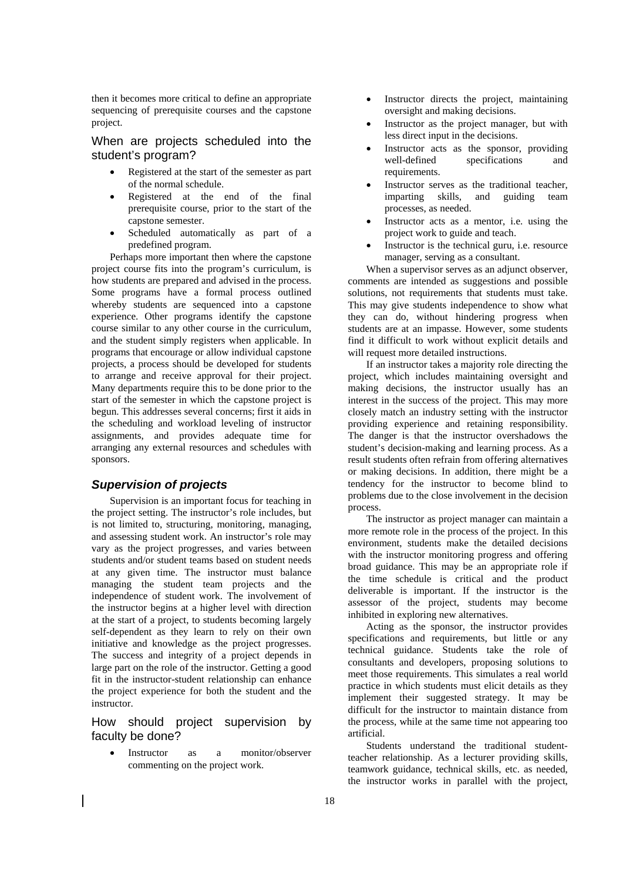then it becomes more critical to define an appropriate sequencing of prerequisite courses and the capstone project.

### When are projects scheduled into the student's program?

- Registered at the start of the semester as part of the normal schedule.
- Registered at the end of the final prerequisite course, prior to the start of the capstone semester.
- Scheduled automatically as part of a predefined program.

Perhaps more important then where the capstone project course fits into the program's curriculum, is how students are prepared and advised in the process. Some programs have a formal process outlined whereby students are sequenced into a capstone experience. Other programs identify the capstone course similar to any other course in the curriculum, and the student simply registers when applicable. In programs that encourage or allow individual capstone projects, a process should be developed for students to arrange and receive approval for their project. Many departments require this to be done prior to the start of the semester in which the capstone project is begun. This addresses several concerns; first it aids in the scheduling and workload leveling of instructor assignments, and provides adequate time for arranging any external resources and schedules with sponsors.

## *Supervision of projects*

Supervision is an important focus for teaching in the project setting. The instructor's role includes, but is not limited to, structuring, monitoring, managing, and assessing student work. An instructor's role may vary as the project progresses, and varies between students and/or student teams based on student needs at any given time. The instructor must balance managing the student team projects and the independence of student work. The involvement of the instructor begins at a higher level with direction at the start of a project, to students becoming largely self-dependent as they learn to rely on their own initiative and knowledge as the project progresses. The success and integrity of a project depends in large part on the role of the instructor. Getting a good fit in the instructor-student relationship can enhance the project experience for both the student and the instructor.

### How should project supervision by faculty be done?

- Instructor as a monitor/observer commenting on the project work.
- Instructor directs the project, maintaining oversight and making decisions.
- Instructor as the project manager, but with less direct input in the decisions.
- Instructor acts as the sponsor, providing well-defined specifications and requirements.
- Instructor serves as the traditional teacher, imparting skills, and guiding team processes, as needed.
- Instructor acts as a mentor, i.e. using the project work to guide and teach.
- Instructor is the technical guru, i.e. resource manager, serving as a consultant.

When a supervisor serves as an adjunct observer, comments are intended as suggestions and possible solutions, not requirements that students must take. This may give students independence to show what they can do, without hindering progress when students are at an impasse. However, some students find it difficult to work without explicit details and will request more detailed instructions.

If an instructor takes a majority role directing the project, which includes maintaining oversight and making decisions, the instructor usually has an interest in the success of the project. This may more closely match an industry setting with the instructor providing experience and retaining responsibility. The danger is that the instructor overshadows the student's decision-making and learning process. As a result students often refrain from offering alternatives or making decisions. In addition, there might be a tendency for the instructor to become blind to problems due to the close involvement in the decision process.

The instructor as project manager can maintain a more remote role in the process of the project. In this environment, students make the detailed decisions with the instructor monitoring progress and offering broad guidance. This may be an appropriate role if the time schedule is critical and the product deliverable is important. If the instructor is the assessor of the project, students may become inhibited in exploring new alternatives.

Acting as the sponsor, the instructor provides specifications and requirements, but little or any technical guidance. Students take the role of consultants and developers, proposing solutions to meet those requirements. This simulates a real world practice in which students must elicit details as they implement their suggested strategy. It may be difficult for the instructor to maintain distance from the process, while at the same time not appearing too artificial.

Students understand the traditional student-teacher relationship. As a lecturer providing skills, teamwork guidance, technical skills, etc. as needed, the instructor works in parallel with the project,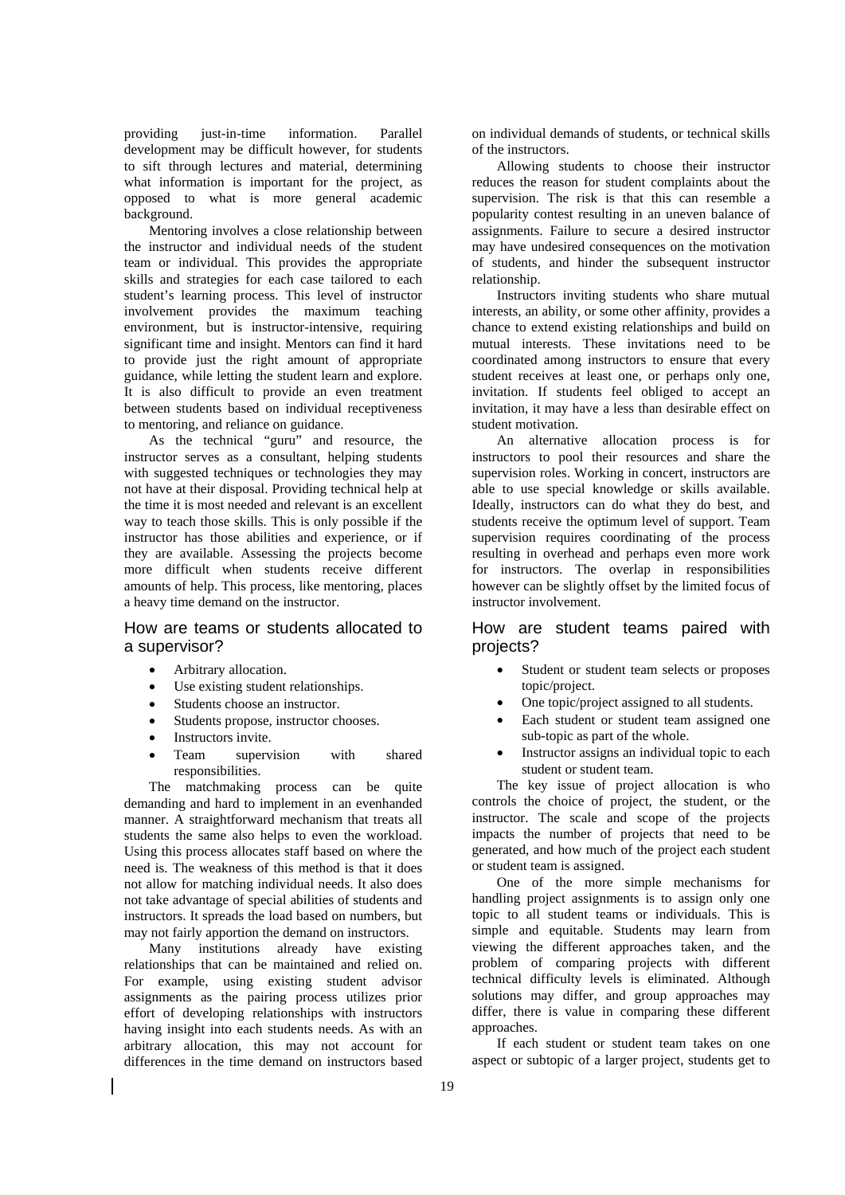providing just-in-time information. Parallel development may be difficult however, for students to sift through lectures and material, determining what information is important for the project, as opposed to what is more general academic background.

Mentoring involves a close relationship between the instructor and individual needs of the student team or individual. This provides the appropriate skills and strategies for each case tailored to each student's learning process. This level of instructor involvement provides the maximum teaching environment, but is instructor-intensive, requiring significant time and insight. Mentors can find it hard to provide just the right amount of appropriate guidance, while letting the student learn and explore. It is also difficult to provide an even treatment between students based on individual receptiveness to mentoring, and reliance on guidance.

As the technical "guru" and resource, the instructor serves as a consultant, helping students with suggested techniques or technologies they may not have at their disposal. Providing technical help at the time it is most needed and relevant is an excellent way to teach those skills. This is only possible if the instructor has those abilities and experience, or if they are available. Assessing the projects become more difficult when students receive different amounts of help. This process, like mentoring, places a heavy time demand on the instructor.

## How are teams or students allocated to a supervisor?

- Arbitrary allocation.
- Use existing student relationships.
- Students choose an instructor.
- Students propose, instructor chooses.
- Instructors invite.
- Team supervision with shared responsibilities.

The matchmaking process can be quite demanding and hard to implement in an evenhanded manner. A straightforward mechanism that treats all students the same also helps to even the workload. Using this process allocates staff based on where the need is. The weakness of this method is that it does not allow for matching individual needs. It also does not take advantage of special abilities of students and instructors. It spreads the load based on numbers, but may not fairly apportion the demand on instructors.

Many institutions already have existing relationships that can be maintained and relied on. For example, using existing student advisor assignments as the pairing process utilizes prior effort of developing relationships with instructors having insight into each students needs. As with an arbitrary allocation, this may not account for differences in the time demand on instructors based on individual demands of students, or technical skills of the instructors.

Allowing students to choose their instructor reduces the reason for student complaints about the supervision. The risk is that this can resemble a popularity contest resulting in an uneven balance of assignments. Failure to secure a desired instructor may have undesired consequences on the motivation of students, and hinder the subsequent instructor relationship.

Instructors inviting students who share mutual interests, an ability, or some other affinity, provides a chance to extend existing relationships and build on mutual interests. These invitations need to be coordinated among instructors to ensure that every student receives at least one, or perhaps only one, invitation. If students feel obliged to accept an invitation, it may have a less than desirable effect on student motivation.

An alternative allocation process is for instructors to pool their resources and share the supervision roles. Working in concert, instructors are able to use special knowledge or skills available. Ideally, instructors can do what they do best, and students receive the optimum level of support. Team supervision requires coordinating of the process resulting in overhead and perhaps even more work for instructors. The overlap in responsibilities however can be slightly offset by the limited focus of instructor involvement.

## How are student teams paired with projects?

- Student or student team selects or proposes topic/project.
- One topic/project assigned to all students.
- Each student or student team assigned one sub-topic as part of the whole.
- Instructor assigns an individual topic to each student or student team.

The key issue of project allocation is who controls the choice of project, the student, or the instructor. The scale and scope of the projects impacts the number of projects that need to be generated, and how much of the project each student or student team is assigned.

One of the more simple mechanisms for handling project assignments is to assign only one topic to all student teams or individuals. This is simple and equitable. Students may learn from viewing the different approaches taken, and the problem of comparing projects with different technical difficulty levels is eliminated. Although solutions may differ, and group approaches may differ, there is value in comparing these different approaches.

If each student or student team takes on one aspect or subtopic of a larger project, students get to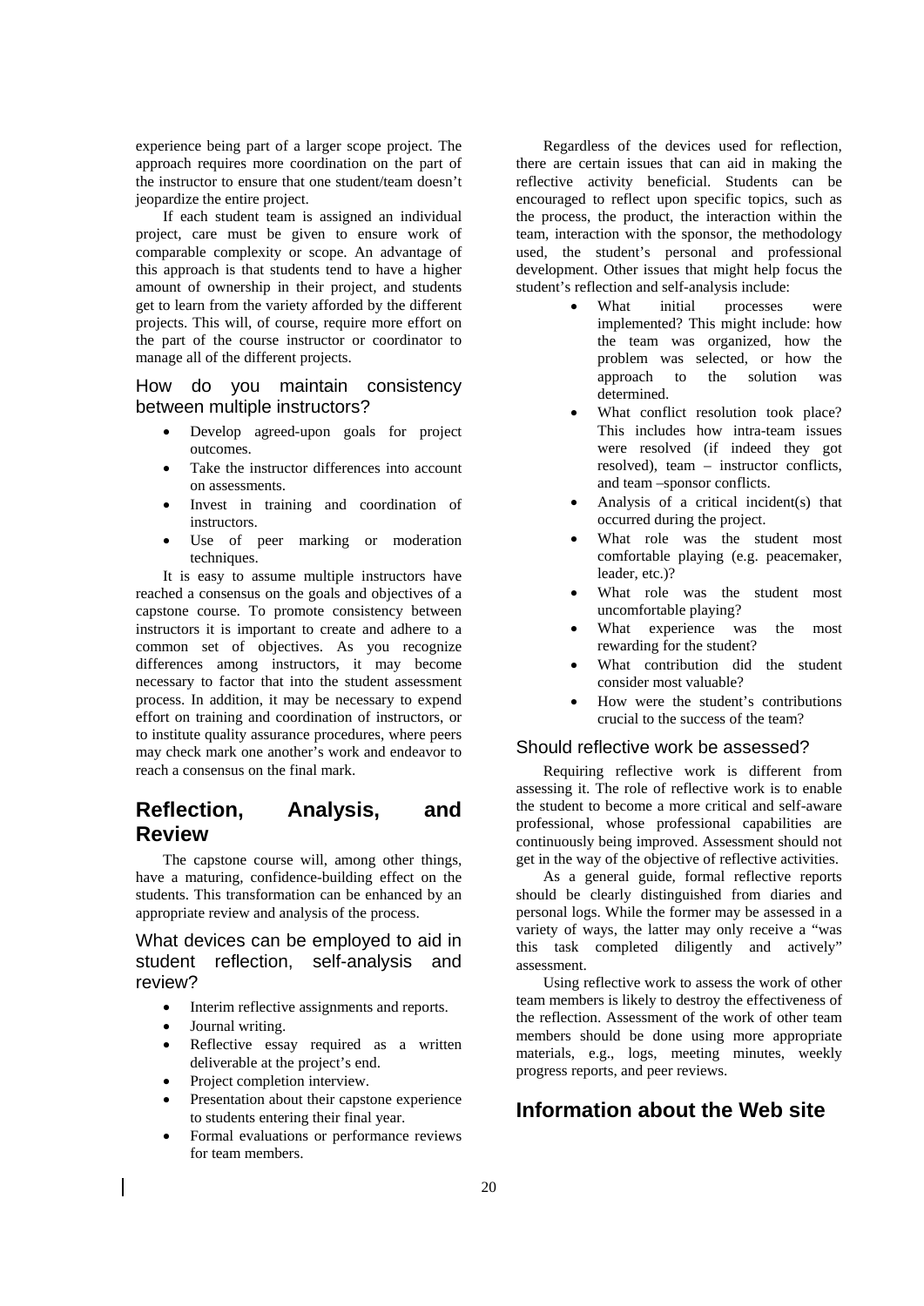experience being part of a larger scope project. The approach requires more coordination on the part of the instructor to ensure that one student/team doesn't jeopardize the entire project.

If each student team is assigned an individual project, care must be given to ensure work of comparable complexity or scope. An advantage of this approach is that students tend to have a higher amount of ownership in their project, and students get to learn from the variety afforded by the different projects. This will, of course, require more effort on the part of the course instructor or coordinator to manage all of the different projects.

### How do you maintain consistency between multiple instructors?

- Develop agreed-upon goals for project outcomes.
- Take the instructor differences into account on assessments.
- Invest in training and coordination of instructors.
- Use of peer marking or moderation techniques.

It is easy to assume multiple instructors have reached a consensus on the goals and objectives of a capstone course. To promote consistency between instructors it is important to create and adhere to a common set of objectives. As you recognize differences among instructors, it may become necessary to factor that into the student assessment process. In addition, it may be necessary to expend effort on training and coordination of instructors, or to institute quality assurance procedures, where peers may check mark one another's work and endeavor to reach a consensus on the final mark.

## Reflection, Analysis, and Review

The capstone course will, among other things, have a maturing, confidence-building effect on the students. This transformation can be enhanced by an appropriate review and analysis of the process.

### What devices can be employed to aid in student reflection, self-analysis and review?

- Interim reflective assignments and reports.
- Journal writing.
- Reflective essay required as a written deliverable at the project's end.
- Project completion interview.
- Presentation about their capstone experience to students entering their final year.
- Formal evaluations or performance reviews for team members.

Regardless of the devices used for reflection, there are certain issues that can aid in making the reflective activity beneficial. Students can be encouraged to reflect upon specific topics, such as the process, the product, the interaction within the team, interaction with the sponsor, the methodology used, the student's personal and professional development. Other issues that might help focus the student's reflection and self-analysis include:

- What initial processes were implemented? This might include: how the team was organized, how the problem was selected, or how the approach to the solution was determined.
- What conflict resolution took place? This includes how intra-team issues were resolved (if indeed they got resolved), team – instructor conflicts, and team –sponsor conflicts.
- Analysis of a critical incident(s) that occurred during the project.
- What role was the student most comfortable playing (e.g. peacemaker, leader, etc.)?
- What role was the student most uncomfortable playing?
- What experience was the most rewarding for the student?
- What contribution did the student consider most valuable?
- How were the student's contributions crucial to the success of the team?

### Should reflective work be assessed?

Requiring reflective work is different from assessing it. The role of reflective work is to enable the student to become a more critical and self-aware professional, whose professional capabilities are continuously being improved. Assessment should not get in the way of the objective of reflective activities.

As a general guide, formal reflective reports should be clearly distinguished from diaries and personal logs. While the former may be assessed in a variety of ways, the latter may only receive a "was this task completed diligently and actively" assessment.

Using reflective work to assess the work of other team members is likely to destroy the effectiveness of the reflection. Assessment of the work of other team members should be done using more appropriate materials, e.g., logs, meeting minutes, weekly progress reports, and peer reviews.

## Information about the Web site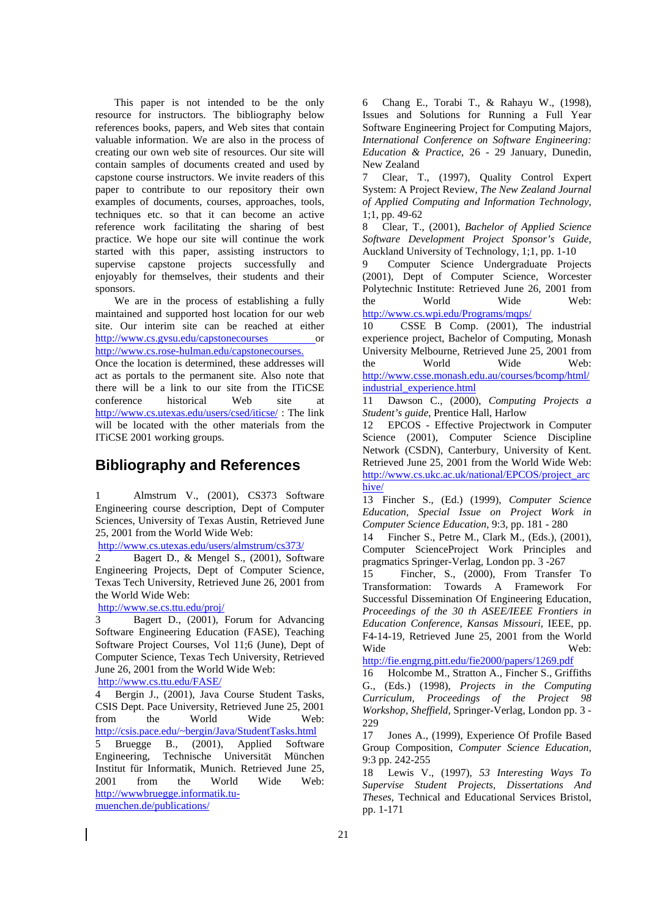This paper is not intended to be the only resource for instructors. The bibliography below references books, papers, and Web sites that contain valuable information. We are also in the process of creating our own web site of resources. Our site will contain samples of documents created and used by capstone course instructors. We invite readers of this paper to contribute to our repository their own examples of documents, courses, approaches, tools, techniques etc. so that it can become an active reference work facilitating the sharing of best practice. We hope our site will continue the work started with this paper, assisting instructors to supervise capstone projects successfully and enjoyably for themselves, their students and their sponsors.

We are in the process of establishing a fully maintained and supported host location for our web site. Our interim site can be reached at either http://www.cs.gvsu.edu/capstonecourses or http://www.cs.rose-hulman.edu/capstonecourses. Once the location is determined, these addresses will act as portals to the permanent site. Also note that there will be a link to our site from the ITiCSE conference historical Web site at http://www.cs.utexas.edu/users/csed/iticse/ : The link will be located with the other materials from the ITiCSE 2001 working groups.

## Bibliography and References

1 Almstrum V., (2001), CS373 Software Engineering course description, Dept of Computer Sciences, University of Texas Austin, Retrieved June 25, 2001 from the World Wide Web: http://www.cs.utexas.edu/users/almstrum/cs373/

2 Bagert D., & Mengel S., (2001), Software Engineering Projects, Dept of Computer Science, Texas Tech University, Retrieved June 26, 2001 from the World Wide Web: http://www.se.cs.ttu.edu/proj/

3 Bagert D., (2001), Forum for Advancing Software Engineering Education (FASE), Teaching Software Project Courses, Vol 11;6 (June), Dept of Computer Science, Texas Tech University, Retrieved June 26, 2001 from the World Wide Web: http://www.cs.ttu.edu/FASE/

4 Bergin J., (2001), Java Course Student Tasks, CSIS Dept. Pace University, Retrieved June 25, 2001 from the World Wide Web: http://csis.pace.edu/~bergin/Java/StudentTasks.html

5 Bruegge B., (2001), Applied Software Engineering, Technische Universität München Institut für Informatik, Munich. Retrieved June 25, 2001 from the World Wide Web: http://wwwbruegge.informatik.tu-muenchen.de/publications/

6 Chang E., Torabi T., & Rahayu W., (1998), Issues and Solutions for Running a Full Year Software Engineering Project for Computing Majors, *International Conference on Software Engineering: Education & Practice*, 26 - 29 January, Dunedin, New Zealand

7 Clear, T., (1997), Quality Control Expert System: A Project Review, *The New Zealand Journal of Applied Computing and Information Technology*, 1;1, pp. 49-62

8 Clear, T., (2001), *Bachelor of Applied Science Software Development Project Sponsor's Guide*, Auckland University of Technology, 1;1, pp. 1-10

9 Computer Science Undergraduate Projects (2001), Dept of Computer Science, Worcester Polytechnic Institute: Retrieved June 26, 2001 from the World Wide Web: http://www.cs.wpi.edu/Programs/mqps/

10 CSSE B Comp. (2001), The industrial experience project, Bachelor of Computing, Monash University Melbourne, Retrieved June 25, 2001 from the World Wide Web: http://www.csse.monash.edu.au/courses/bcomp/html/industrial_experience.html

11 Dawson C., (2000), *Computing Projects a Student's guide*, Prentice Hall, Harlow

12 EPCOS - Effective Projectwork in Computer Science (2001), Computer Science Discipline Network (CSDN), Canterbury, University of Kent. Retrieved June 25, 2001 from the World Wide Web: http://www.cs.ukc.ac.uk/national/EPCOS/project_archive/

13 Fincher S., (Ed.) (1999), *Computer Science Education, Special Issue on Project Work in Computer Science Education*, 9:3, pp. 181 - 280

14 Fincher S., Petre M., Clark M., (Eds.), (2001), Computer ScienceProject Work Principles and pragmatics Springer-Verlag, London pp. 3 -267

15 Fincher, S., (2000), From Transfer To Transformation: Towards A Framework For Successful Dissemination Of Engineering Education, *Proceedings of the 30 th ASEE/IEEE Frontiers in Education Conference, Kansas Missouri*, IEEE, pp. F4-14-19, Retrieved June 25, 2001 from the World Wide Web: http://fie.engrng.pitt.edu/fie2000/papers/1269.pdf

16 Holcombe M., Stratton A., Fincher S., Griffiths G., (Eds.) (1998), *Projects in the Computing Curriculum, Proceedings of the Project 98 Workshop, Sheffield*, Springer-Verlag, London pp. 3 - 229

17 Jones A., (1999), Experience Of Profile Based Group Composition, *Computer Science Education*, 9:3 pp. 242-255

18 Lewis V., (1997), *53 Interesting Ways To Supervise Student Projects, Dissertations And Theses*, Technical and Educational Services Bristol, pp. 1-171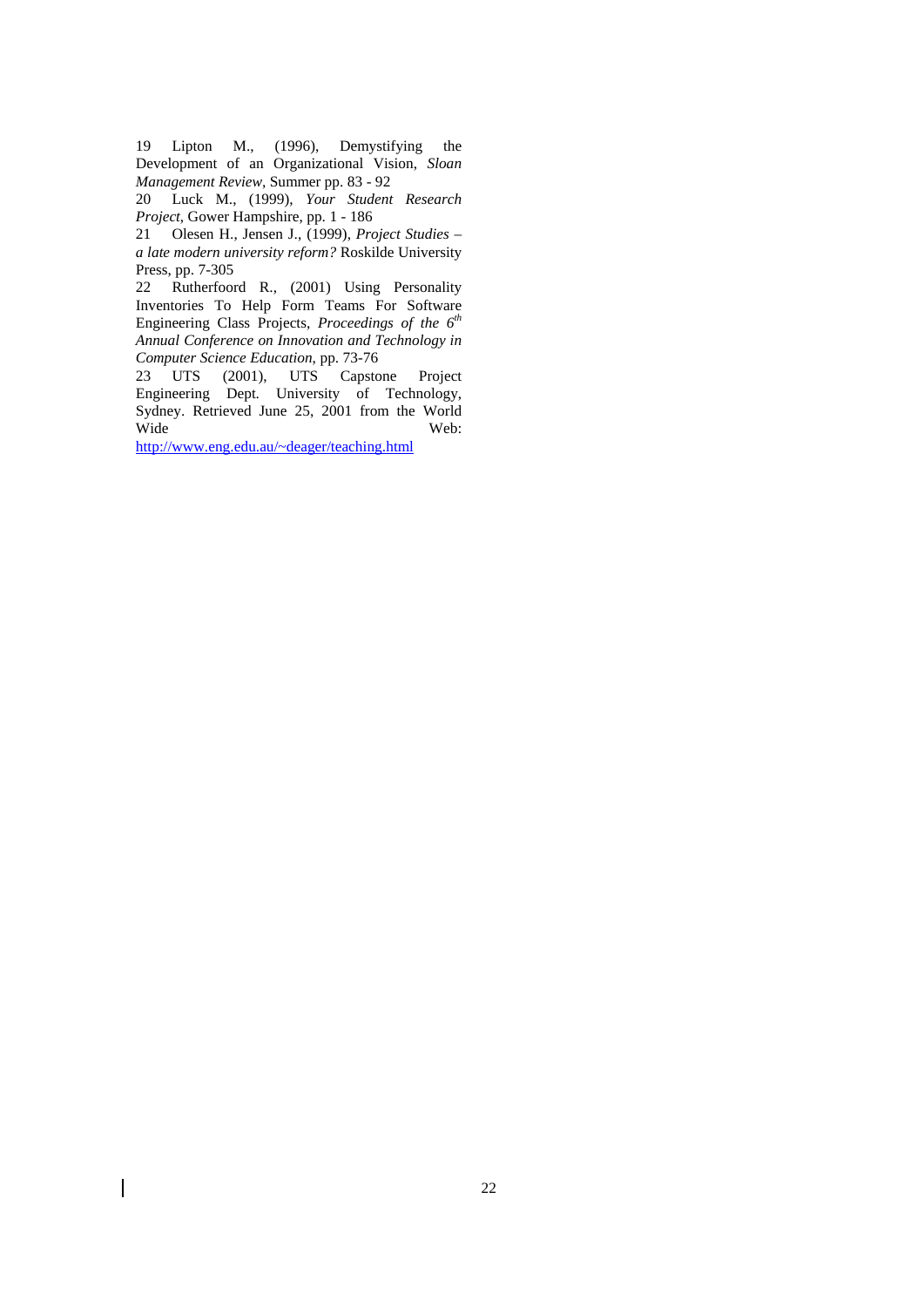19 Lipton M., (1996), Demystifying the Development of an Organizational Vision, *Sloan Management Review,* Summer pp. 83 - 92

20 Luck M., (1999), *Your Student Research Project,* Gower Hampshire, pp. 1 - 186

21 Olesen H., Jensen J., (1999), *Project Studies – a late modern university reform?* Roskilde University Press, pp. 7-305

22 Rutherfoord R., (2001) Using Personality Inventories To Help Form Teams For Software Engineering Class Projects, *Proceedings of the 6th Annual Conference on Innovation and Technology in Computer Science Education,* pp. 73-76

23 UTS (2001), UTS Capstone Project Engineering Dept. University of Technology, Sydney. Retrieved June 25, 2001 from the World Wide Web: http://www.eng.edu.au/~deager/teaching.html